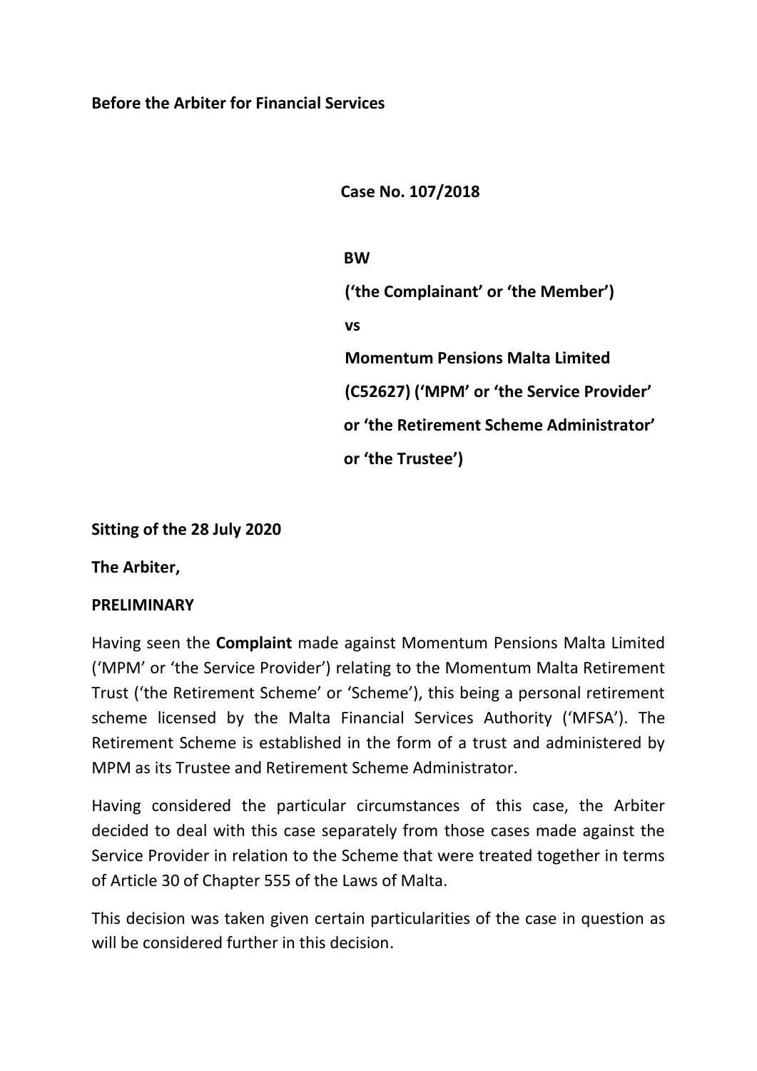**Before the Arbiter for Financial Services**

**Case No. 107/2018**

**BW**

**('the Complainant' or 'the Member')**

**vs**

**Momentum Pensions Malta Limited**

**(C52627) ('MPM' or 'the Service Provider'**

**or 'the Retirement Scheme Administrator'**

**or 'the Trustee')**

**Sitting of the 28 July 2020**

**The Arbiter,**

**PRELIMINARY**

Having seen the **Complaint** made against Momentum Pensions Malta Limited ('MPM' or 'the Service Provider') relating to the Momentum Malta Retirement Trust ('the Retirement Scheme' or 'Scheme'), this being a personal retirement scheme licensed by the Malta Financial Services Authority ('MFSA'). The Retirement Scheme is established in the form of a trust and administered by MPM as its Trustee and Retirement Scheme Administrator.

Having considered the particular circumstances of this case, the Arbiter decided to deal with this case separately from those cases made against the Service Provider in relation to the Scheme that were treated together in terms of Article 30 of Chapter 555 of the Laws of Malta.

This decision was taken given certain particularities of the case in question as will be considered further in this decision.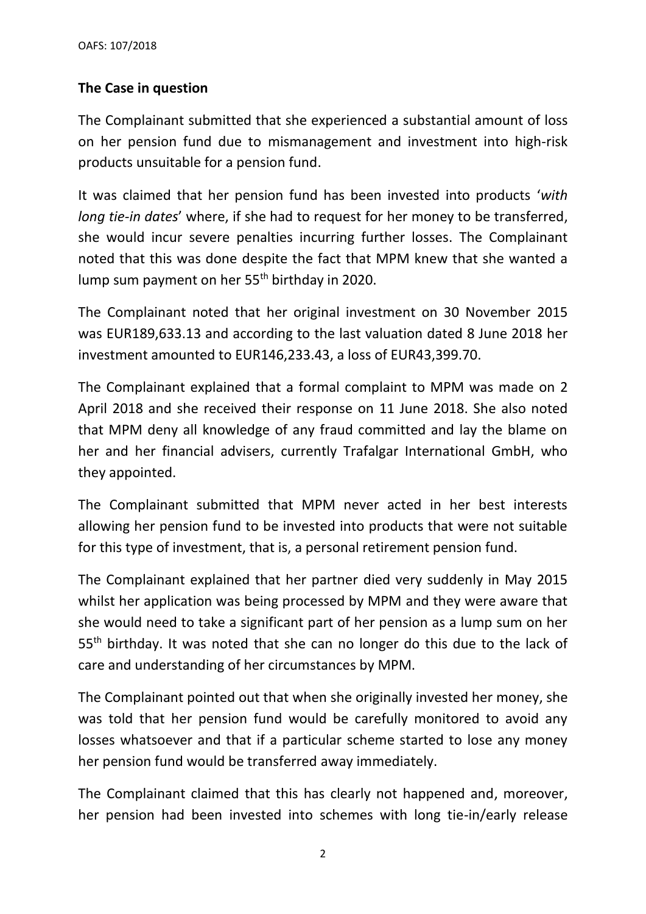## The Case in question

The Complainant submitted that she experienced a substantial amount of loss on her pension fund due to mismanagement and investment into high-risk products unsuitable for a pension fund.

It was claimed that her pension fund has been invested into products '*with long tie-in dates*' where, if she had to request for her money to be transferred, she would incur severe penalties incurring further losses. The Complainant noted that this was done despite the fact that MPM knew that she wanted a lump sum payment on her 55th birthday in 2020.

The Complainant noted that her original investment on 30 November 2015 was EUR189,633.13 and according to the last valuation dated 8 June 2018 her investment amounted to EUR146,233.43, a loss of EUR43,399.70.

The Complainant explained that a formal complaint to MPM was made on 2 April 2018 and she received their response on 11 June 2018. She also noted that MPM deny all knowledge of any fraud committed and lay the blame on her and her financial advisers, currently Trafalgar International GmbH, who they appointed.

The Complainant submitted that MPM never acted in her best interests allowing her pension fund to be invested into products that were not suitable for this type of investment, that is, a personal retirement pension fund.

The Complainant explained that her partner died very suddenly in May 2015 whilst her application was being processed by MPM and they were aware that she would need to take a significant part of her pension as a lump sum on her 55th birthday. It was noted that she can no longer do this due to the lack of care and understanding of her circumstances by MPM.

The Complainant pointed out that when she originally invested her money, she was told that her pension fund would be carefully monitored to avoid any losses whatsoever and that if a particular scheme started to lose any money her pension fund would be transferred away immediately.

The Complainant claimed that this has clearly not happened and, moreover, her pension had been invested into schemes with long tie-in/early release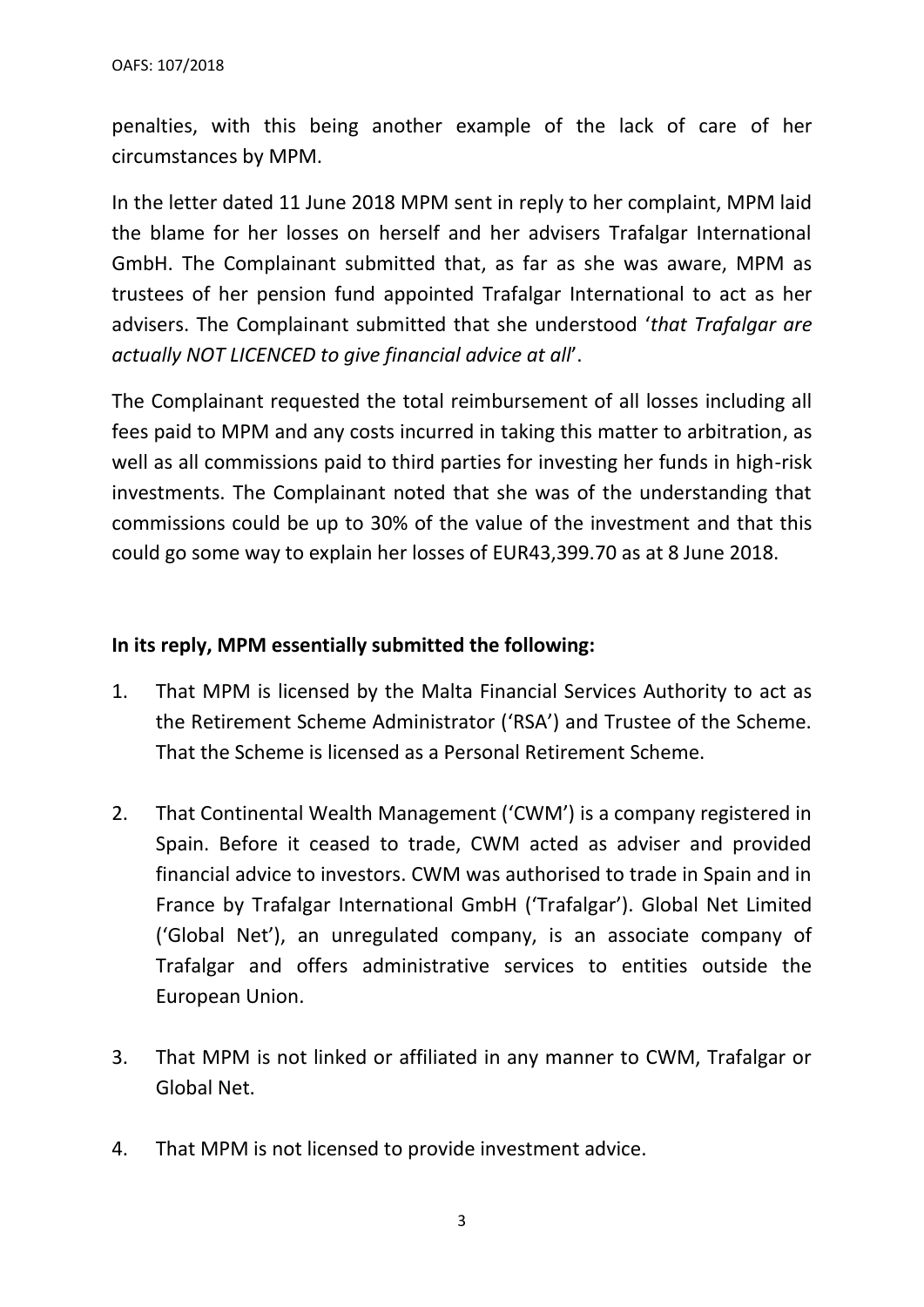penalties, with this being another example of the lack of care of her circumstances by MPM.

In the letter dated 11 June 2018 MPM sent in reply to her complaint, MPM laid the blame for her losses on herself and her advisers Trafalgar International GmbH. The Complainant submitted that, as far as she was aware, MPM as trustees of her pension fund appointed Trafalgar International to act as her advisers. The Complainant submitted that she understood '*that Trafalgar are actually NOT LICENCED to give financial advice at all*'.

The Complainant requested the total reimbursement of all losses including all fees paid to MPM and any costs incurred in taking this matter to arbitration, as well as all commissions paid to third parties for investing her funds in high-risk investments. The Complainant noted that she was of the understanding that commissions could be up to 30% of the value of the investment and that this could go some way to explain her losses of EUR43,399.70 as at 8 June 2018.

**In its reply, MPM essentially submitted the following:**

1. That MPM is licensed by the Malta Financial Services Authority to act as the Retirement Scheme Administrator ('RSA') and Trustee of the Scheme. That the Scheme is licensed as a Personal Retirement Scheme.

2. That Continental Wealth Management ('CWM') is a company registered in Spain. Before it ceased to trade, CWM acted as adviser and provided financial advice to investors. CWM was authorised to trade in Spain and in France by Trafalgar International GmbH ('Trafalgar'). Global Net Limited ('Global Net'), an unregulated company, is an associate company of Trafalgar and offers administrative services to entities outside the European Union.

3. That MPM is not linked or affiliated in any manner to CWM, Trafalgar or Global Net.

4. That MPM is not licensed to provide investment advice.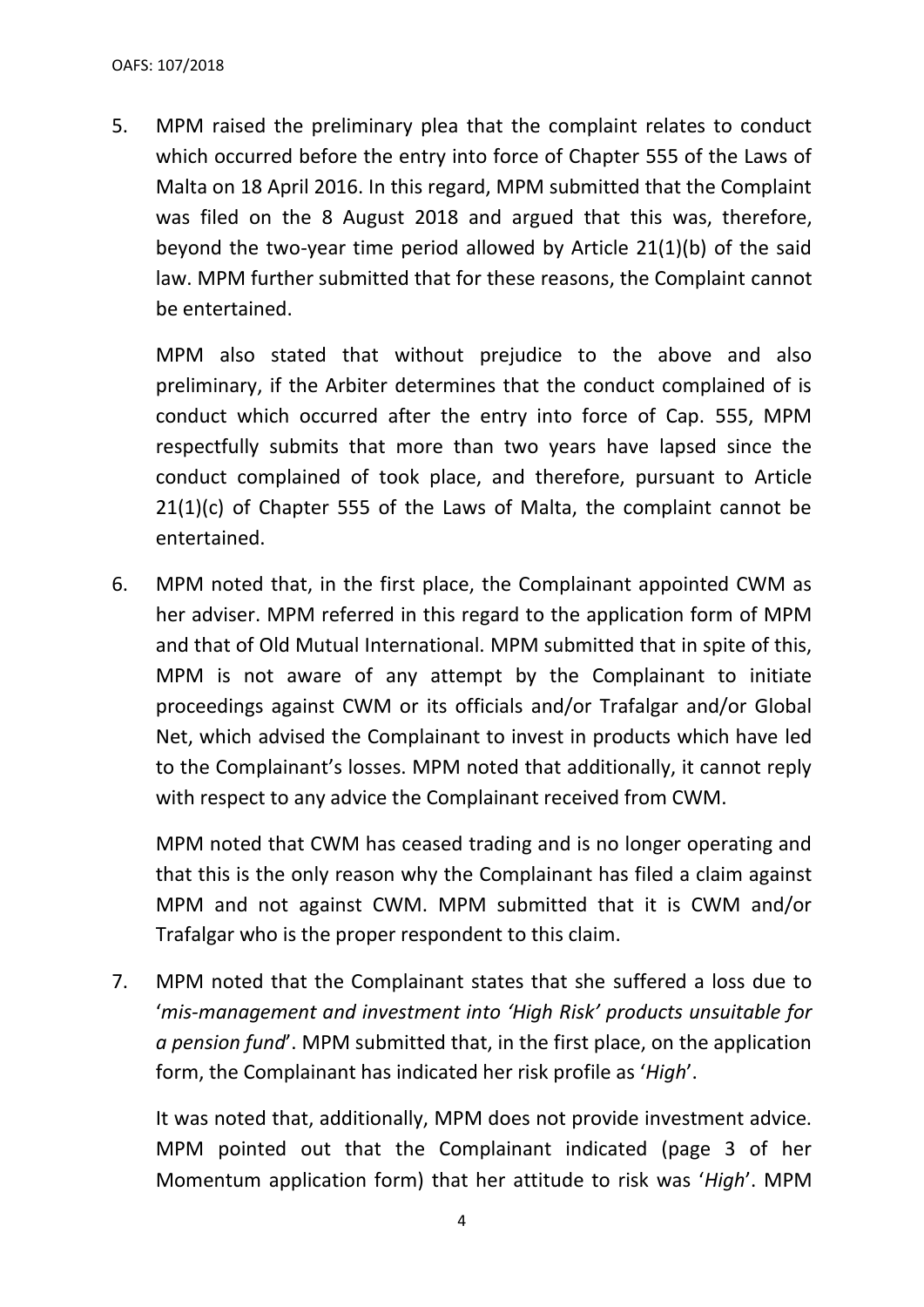5. MPM raised the preliminary plea that the complaint relates to conduct which occurred before the entry into force of Chapter 555 of the Laws of Malta on 18 April 2016. In this regard, MPM submitted that the Complaint was filed on the 8 August 2018 and argued that this was, therefore, beyond the two-year time period allowed by Article 21(1)(b) of the said law. MPM further submitted that for these reasons, the Complaint cannot be entertained.

   MPM also stated that without prejudice to the above and also preliminary, if the Arbiter determines that the conduct complained of is conduct which occurred after the entry into force of Cap. 555, MPM respectfully submits that more than two years have lapsed since the conduct complained of took place, and therefore, pursuant to Article 21(1)(c) of Chapter 555 of the Laws of Malta, the complaint cannot be entertained.

6. MPM noted that, in the first place, the Complainant appointed CWM as her adviser. MPM referred in this regard to the application form of MPM and that of Old Mutual International. MPM submitted that in spite of this, MPM is not aware of any attempt by the Complainant to initiate proceedings against CWM or its officials and/or Trafalgar and/or Global Net, which advised the Complainant to invest in products which have led to the Complainant's losses. MPM noted that additionally, it cannot reply with respect to any advice the Complainant received from CWM.

   MPM noted that CWM has ceased trading and is no longer operating and that this is the only reason why the Complainant has filed a claim against MPM and not against CWM. MPM submitted that it is CWM and/or Trafalgar who is the proper respondent to this claim.

7. MPM noted that the Complainant states that she suffered a loss due to '*mis-management and investment into 'High Risk' products unsuitable for a pension fund*'. MPM submitted that, in the first place, on the application form, the Complainant has indicated her risk profile as '*High*'.

   It was noted that, additionally, MPM does not provide investment advice. MPM pointed out that the Complainant indicated (page 3 of her Momentum application form) that her attitude to risk was '*High*'. MPM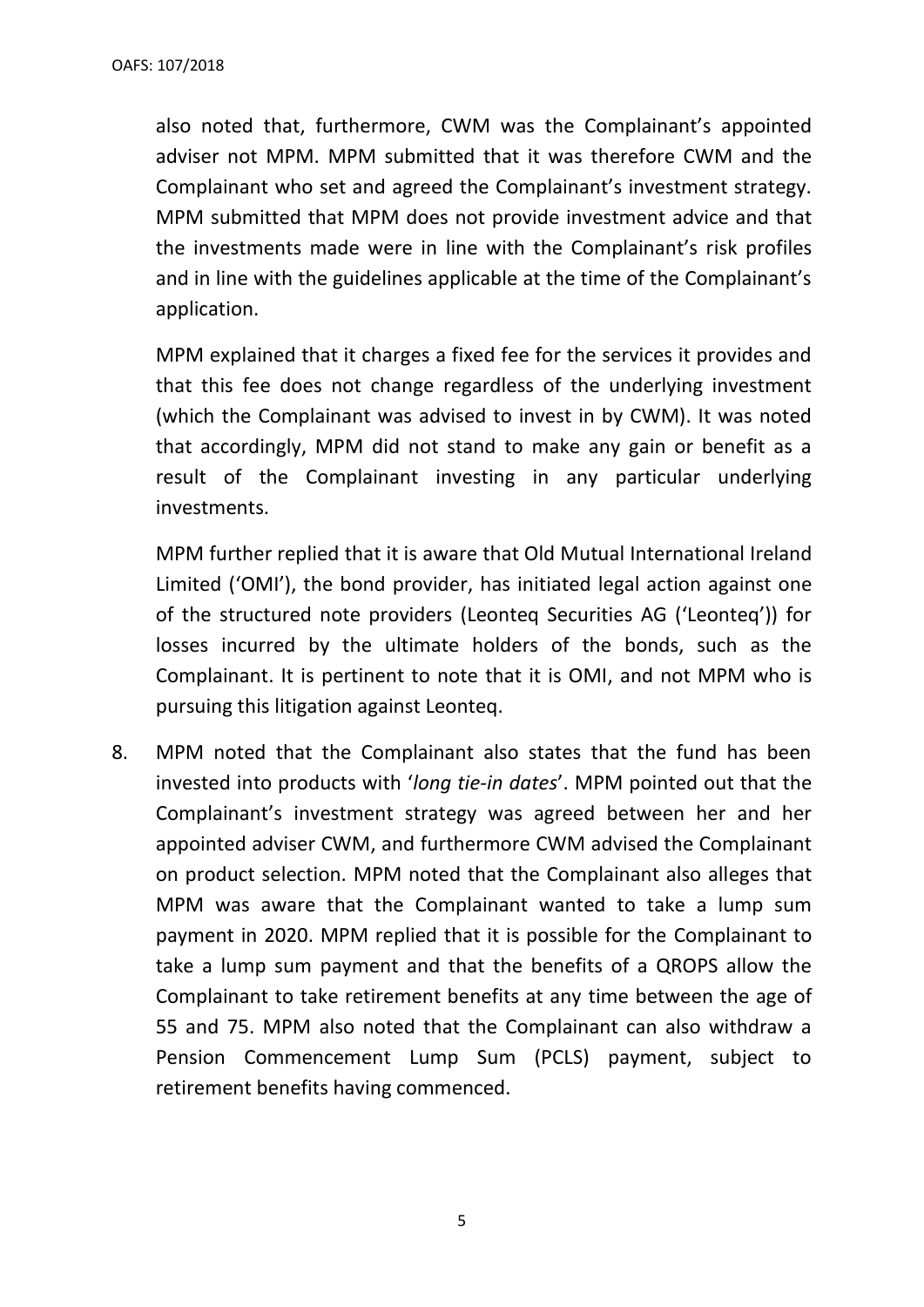also noted that, furthermore, CWM was the Complainant's appointed adviser not MPM. MPM submitted that it was therefore CWM and the Complainant who set and agreed the Complainant's investment strategy. MPM submitted that MPM does not provide investment advice and that the investments made were in line with the Complainant's risk profiles and in line with the guidelines applicable at the time of the Complainant's application.

MPM explained that it charges a fixed fee for the services it provides and that this fee does not change regardless of the underlying investment (which the Complainant was advised to invest in by CWM). It was noted that accordingly, MPM did not stand to make any gain or benefit as a result of the Complainant investing in any particular underlying investments.

MPM further replied that it is aware that Old Mutual International Ireland Limited ('OMI'), the bond provider, has initiated legal action against one of the structured note providers (Leonteq Securities AG ('Leonteq')) for losses incurred by the ultimate holders of the bonds, such as the Complainant. It is pertinent to note that it is OMI, and not MPM who is pursuing this litigation against Leonteq.

8. MPM noted that the Complainant also states that the fund has been invested into products with '*long tie-in dates*'. MPM pointed out that the Complainant's investment strategy was agreed between her and her appointed adviser CWM, and furthermore CWM advised the Complainant on product selection. MPM noted that the Complainant also alleges that MPM was aware that the Complainant wanted to take a lump sum payment in 2020. MPM replied that it is possible for the Complainant to take a lump sum payment and that the benefits of a QROPS allow the Complainant to take retirement benefits at any time between the age of 55 and 75. MPM also noted that the Complainant can also withdraw a Pension Commencement Lump Sum (PCLS) payment, subject to retirement benefits having commenced.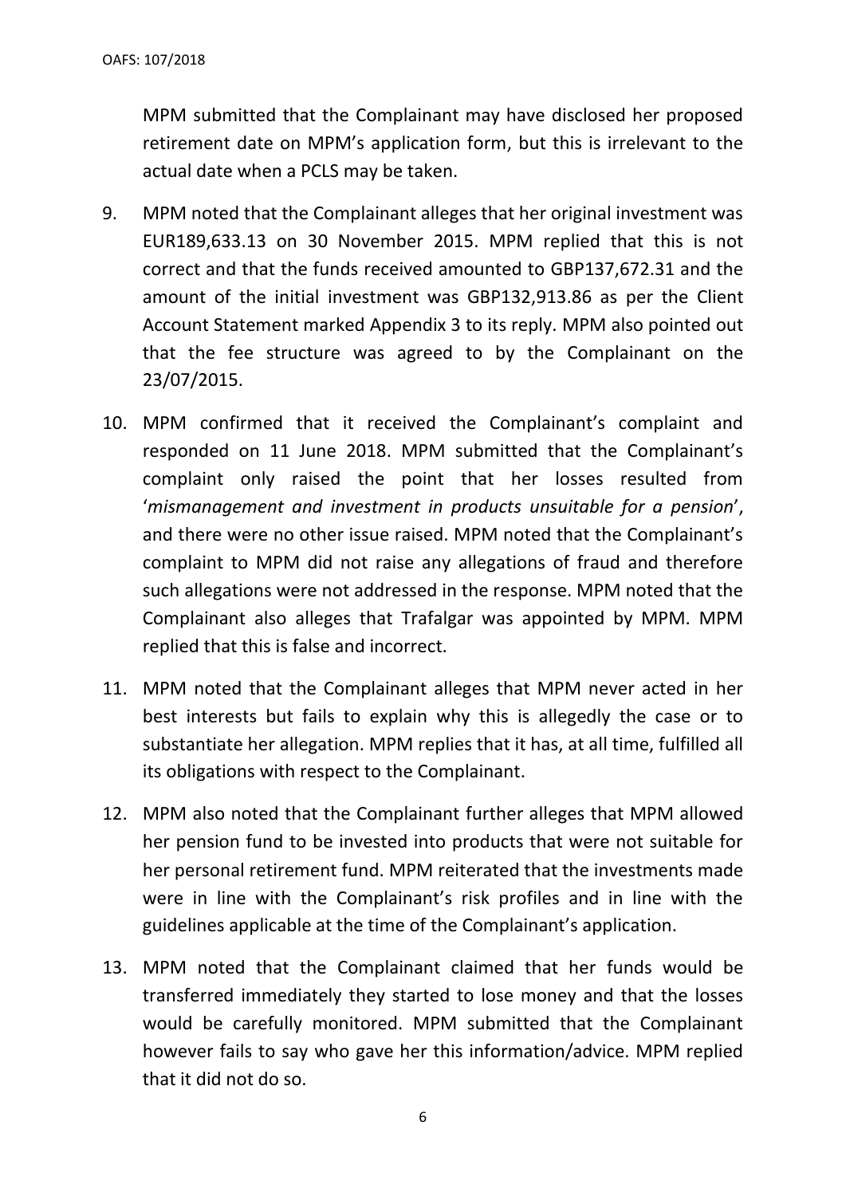MPM submitted that the Complainant may have disclosed her proposed retirement date on MPM's application form, but this is irrelevant to the actual date when a PCLS may be taken.

9. MPM noted that the Complainant alleges that her original investment was EUR189,633.13 on 30 November 2015. MPM replied that this is not correct and that the funds received amounted to GBP137,672.31 and the amount of the initial investment was GBP132,913.86 as per the Client Account Statement marked Appendix 3 to its reply. MPM also pointed out that the fee structure was agreed to by the Complainant on the 23/07/2015.

10. MPM confirmed that it received the Complainant's complaint and responded on 11 June 2018. MPM submitted that the Complainant's complaint only raised the point that her losses resulted from '*mismanagement and investment in products unsuitable for a pension*', and there were no other issue raised. MPM noted that the Complainant's complaint to MPM did not raise any allegations of fraud and therefore such allegations were not addressed in the response. MPM noted that the Complainant also alleges that Trafalgar was appointed by MPM. MPM replied that this is false and incorrect.

11. MPM noted that the Complainant alleges that MPM never acted in her best interests but fails to explain why this is allegedly the case or to substantiate her allegation. MPM replies that it has, at all time, fulfilled all its obligations with respect to the Complainant.

12. MPM also noted that the Complainant further alleges that MPM allowed her pension fund to be invested into products that were not suitable for her personal retirement fund. MPM reiterated that the investments made were in line with the Complainant's risk profiles and in line with the guidelines applicable at the time of the Complainant's application.

13. MPM noted that the Complainant claimed that her funds would be transferred immediately they started to lose money and that the losses would be carefully monitored. MPM submitted that the Complainant however fails to say who gave her this information/advice. MPM replied that it did not do so.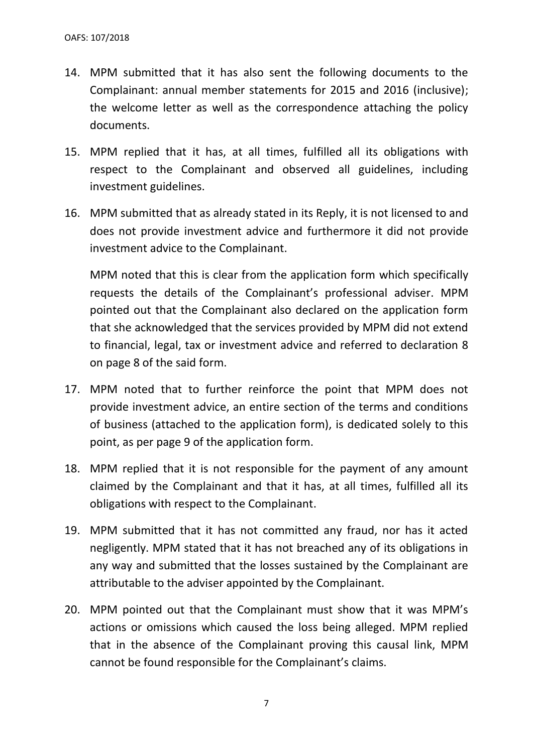14. MPM submitted that it has also sent the following documents to the Complainant: annual member statements for 2015 and 2016 (inclusive); the welcome letter as well as the correspondence attaching the policy documents.

15. MPM replied that it has, at all times, fulfilled all its obligations with respect to the Complainant and observed all guidelines, including investment guidelines.

16. MPM submitted that as already stated in its Reply, it is not licensed to and does not provide investment advice and furthermore it did not provide investment advice to the Complainant.

    MPM noted that this is clear from the application form which specifically requests the details of the Complainant's professional adviser. MPM pointed out that the Complainant also declared on the application form that she acknowledged that the services provided by MPM did not extend to financial, legal, tax or investment advice and referred to declaration 8 on page 8 of the said form.

17. MPM noted that to further reinforce the point that MPM does not provide investment advice, an entire section of the terms and conditions of business (attached to the application form), is dedicated solely to this point, as per page 9 of the application form.

18. MPM replied that it is not responsible for the payment of any amount claimed by the Complainant and that it has, at all times, fulfilled all its obligations with respect to the Complainant.

19. MPM submitted that it has not committed any fraud, nor has it acted negligently. MPM stated that it has not breached any of its obligations in any way and submitted that the losses sustained by the Complainant are attributable to the adviser appointed by the Complainant.

20. MPM pointed out that the Complainant must show that it was MPM's actions or omissions which caused the loss being alleged. MPM replied that in the absence of the Complainant proving this causal link, MPM cannot be found responsible for the Complainant's claims.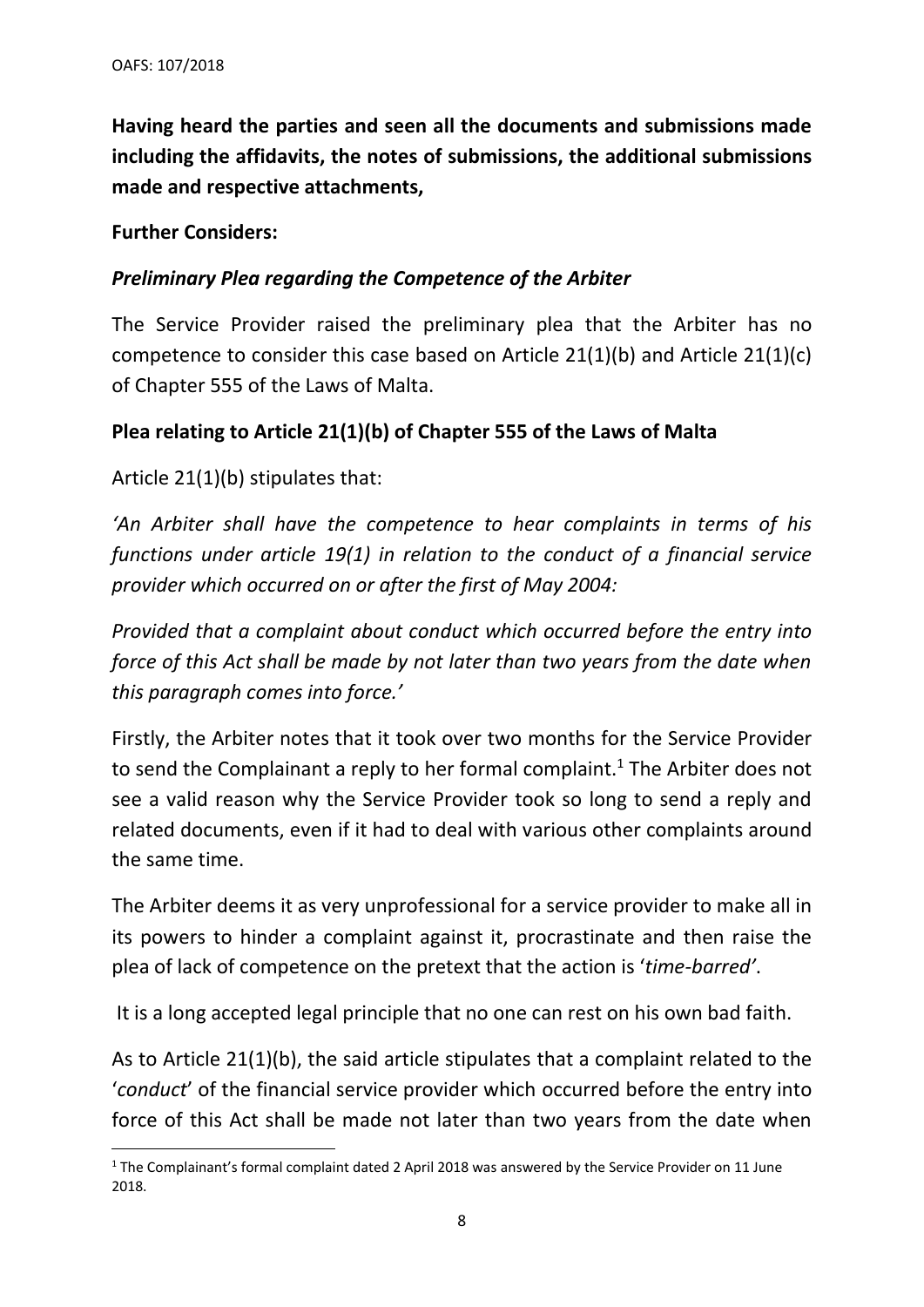**Having heard the parties and seen all the documents and submissions made including the affidavits, the notes of submissions, the additional submissions made and respective attachments,**

**Further Considers:**

***Preliminary Plea regarding the Competence of the Arbiter***

The Service Provider raised the preliminary plea that the Arbiter has no competence to consider this case based on Article 21(1)(b) and Article 21(1)(c) of Chapter 555 of the Laws of Malta.

**Plea relating to Article 21(1)(b) of Chapter 555 of the Laws of Malta**

Article 21(1)(b) stipulates that:

*'An Arbiter shall have the competence to hear complaints in terms of his functions under article 19(1) in relation to the conduct of a financial service provider which occurred on or after the first of May 2004:*

*Provided that a complaint about conduct which occurred before the entry into force of this Act shall be made by not later than two years from the date when this paragraph comes into force.'*

Firstly, the Arbiter notes that it took over two months for the Service Provider to send the Complainant a reply to her formal complaint.[1] The Arbiter does not see a valid reason why the Service Provider took so long to send a reply and related documents, even if it had to deal with various other complaints around the same time.

The Arbiter deems it as very unprofessional for a service provider to make all in its powers to hinder a complaint against it, procrastinate and then raise the plea of lack of competence on the pretext that the action is '*time-barred'*.

It is a long accepted legal principle that no one can rest on his own bad faith.

As to Article 21(1)(b), the said article stipulates that a complaint related to the '*conduct*' of the financial service provider which occurred before the entry into force of this Act shall be made not later than two years from the date when

[1] The Complainant's formal complaint dated 2 April 2018 was answered by the Service Provider on 11 June 2018.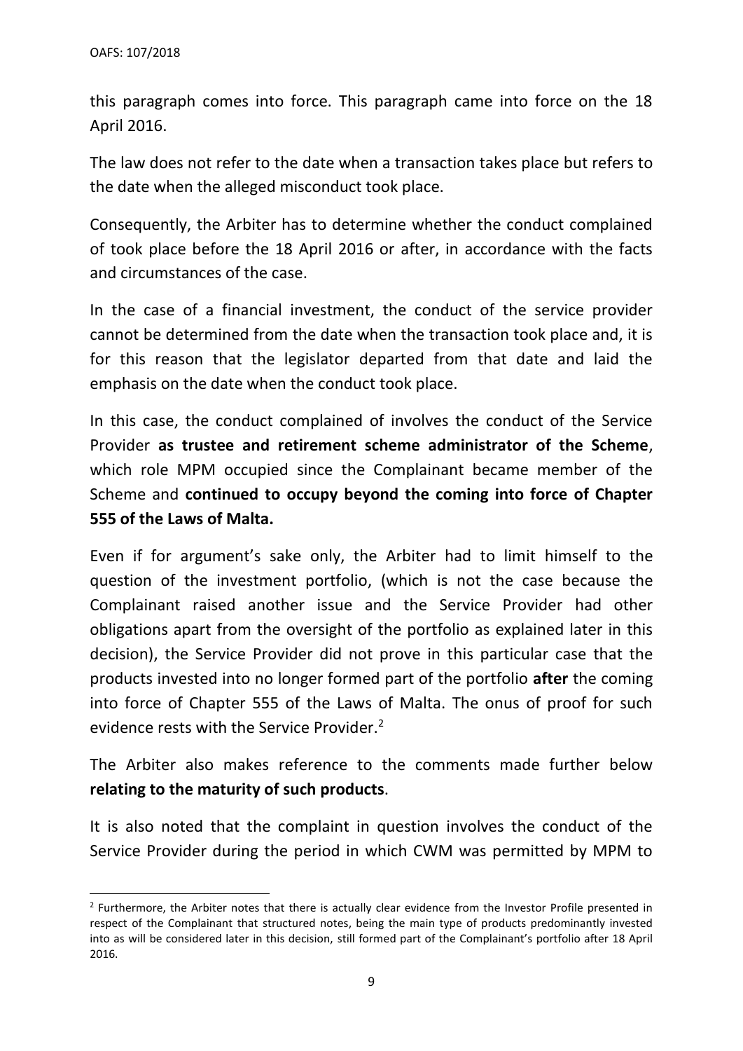this paragraph comes into force. This paragraph came into force on the 18 April 2016.

The law does not refer to the date when a transaction takes place but refers to the date when the alleged misconduct took place.

Consequently, the Arbiter has to determine whether the conduct complained of took place before the 18 April 2016 or after, in accordance with the facts and circumstances of the case.

In the case of a financial investment, the conduct of the service provider cannot be determined from the date when the transaction took place and, it is for this reason that the legislator departed from that date and laid the emphasis on the date when the conduct took place.

In this case, the conduct complained of involves the conduct of the Service Provider **as trustee and retirement scheme administrator of the Scheme**, which role MPM occupied since the Complainant became member of the Scheme and **continued to occupy beyond the coming into force of Chapter 555 of the Laws of Malta.**

Even if for argument's sake only, the Arbiter had to limit himself to the question of the investment portfolio, (which is not the case because the Complainant raised another issue and the Service Provider had other obligations apart from the oversight of the portfolio as explained later in this decision), the Service Provider did not prove in this particular case that the products invested into no longer formed part of the portfolio **after** the coming into force of Chapter 555 of the Laws of Malta. The onus of proof for such evidence rests with the Service Provider.[2]

The Arbiter also makes reference to the comments made further below **relating to the maturity of such products**.

It is also noted that the complaint in question involves the conduct of the Service Provider during the period in which CWM was permitted by MPM to

---

[2] Furthermore, the Arbiter notes that there is actually clear evidence from the Investor Profile presented in respect of the Complainant that structured notes, being the main type of products predominantly invested into as will be considered later in this decision, still formed part of the Complainant's portfolio after 18 April 2016.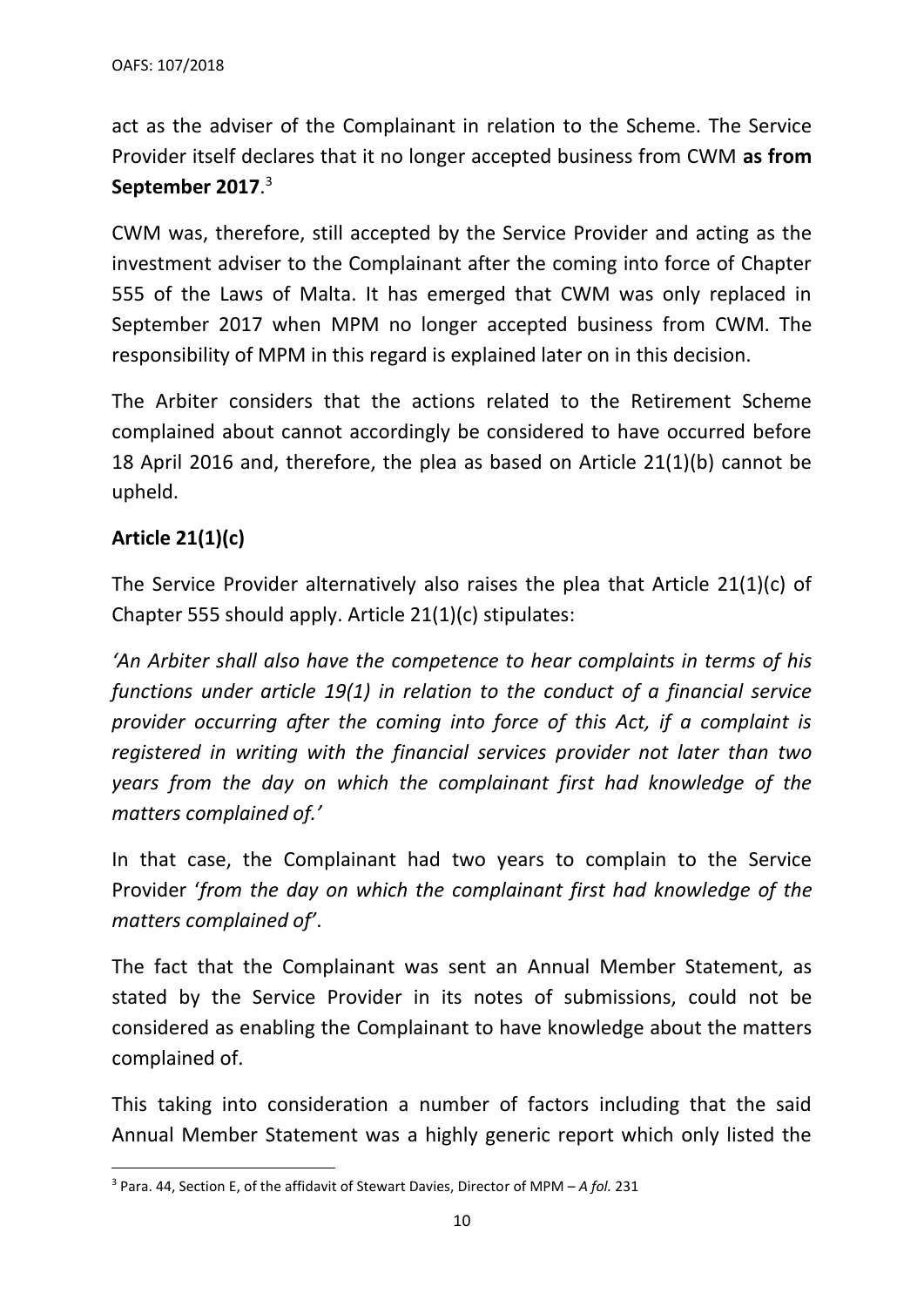act as the adviser of the Complainant in relation to the Scheme. The Service Provider itself declares that it no longer accepted business from CWM **as from September 2017**.[3]

CWM was, therefore, still accepted by the Service Provider and acting as the investment adviser to the Complainant after the coming into force of Chapter 555 of the Laws of Malta. It has emerged that CWM was only replaced in September 2017 when MPM no longer accepted business from CWM. The responsibility of MPM in this regard is explained later on in this decision.

The Arbiter considers that the actions related to the Retirement Scheme complained about cannot accordingly be considered to have occurred before 18 April 2016 and, therefore, the plea as based on Article 21(1)(b) cannot be upheld.

**Article 21(1)(c)**

The Service Provider alternatively also raises the plea that Article 21(1)(c) of Chapter 555 should apply. Article 21(1)(c) stipulates:

*'An Arbiter shall also have the competence to hear complaints in terms of his functions under article 19(1) in relation to the conduct of a financial service provider occurring after the coming into force of this Act, if a complaint is registered in writing with the financial services provider not later than two years from the day on which the complainant first had knowledge of the matters complained of.'*

In that case, the Complainant had two years to complain to the Service Provider '*from the day on which the complainant first had knowledge of the matters complained of*'.

The fact that the Complainant was sent an Annual Member Statement, as stated by the Service Provider in its notes of submissions, could not be considered as enabling the Complainant to have knowledge about the matters complained of.

This taking into consideration a number of factors including that the said Annual Member Statement was a highly generic report which only listed the

[3] Para. 44, Section E, of the affidavit of Stewart Davies, Director of MPM – *A fol.* 231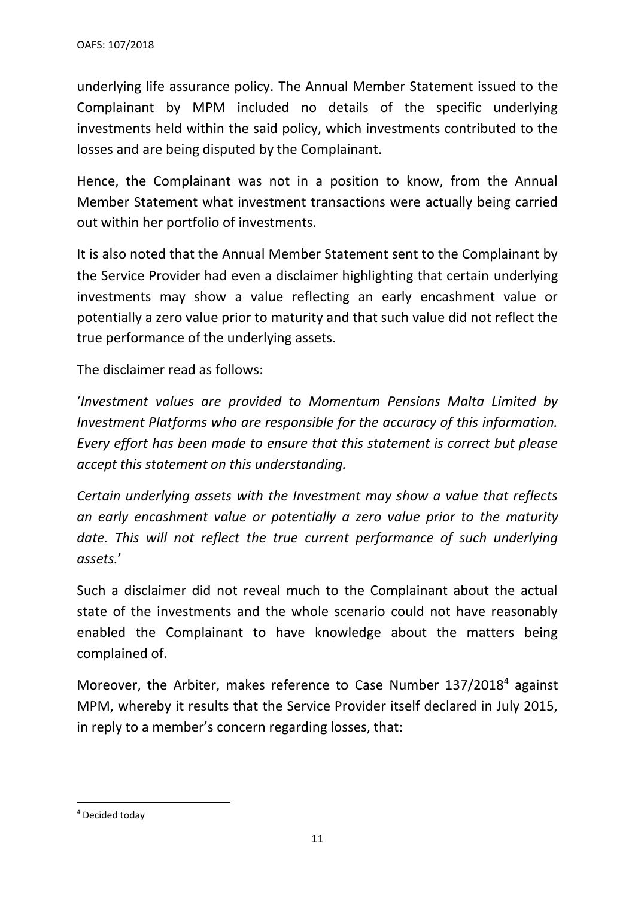underlying life assurance policy. The Annual Member Statement issued to the Complainant by MPM included no details of the specific underlying investments held within the said policy, which investments contributed to the losses and are being disputed by the Complainant.

Hence, the Complainant was not in a position to know, from the Annual Member Statement what investment transactions were actually being carried out within her portfolio of investments.

It is also noted that the Annual Member Statement sent to the Complainant by the Service Provider had even a disclaimer highlighting that certain underlying investments may show a value reflecting an early encashment value or potentially a zero value prior to maturity and that such value did not reflect the true performance of the underlying assets.

The disclaimer read as follows:

'*Investment values are provided to Momentum Pensions Malta Limited by Investment Platforms who are responsible for the accuracy of this information. Every effort has been made to ensure that this statement is correct but please accept this statement on this understanding.*

*Certain underlying assets with the Investment may show a value that reflects an early encashment value or potentially a zero value prior to the maturity date. This will not reflect the true current performance of such underlying assets.*'

Such a disclaimer did not reveal much to the Complainant about the actual state of the investments and the whole scenario could not have reasonably enabled the Complainant to have knowledge about the matters being complained of.

Moreover, the Arbiter, makes reference to Case Number 137/2018[4] against MPM, whereby it results that the Service Provider itself declared in July 2015, in reply to a member's concern regarding losses, that:

[4] Decided today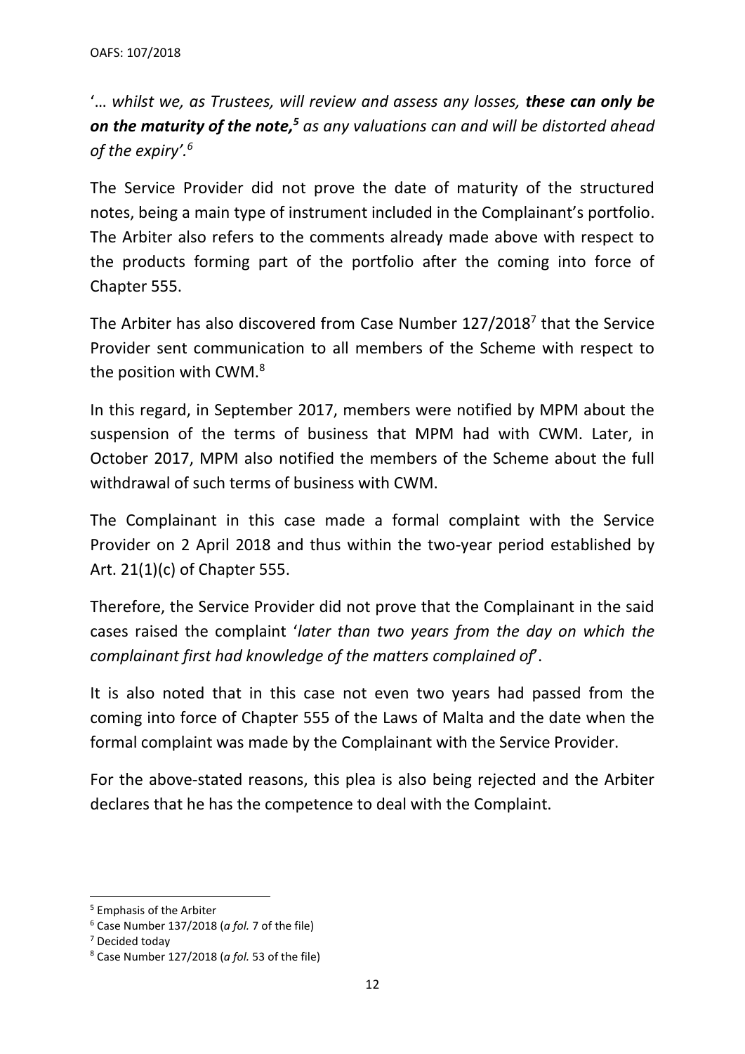'… *whilst we, as Trustees, will review and assess any losses, **these can only be on the maturity of the note,**[5] as any valuations can and will be distorted ahead of the expiry'.*[6]

The Service Provider did not prove the date of maturity of the structured notes, being a main type of instrument included in the Complainant's portfolio. The Arbiter also refers to the comments already made above with respect to the products forming part of the portfolio after the coming into force of Chapter 555.

The Arbiter has also discovered from Case Number 127/2018[7] that the Service Provider sent communication to all members of the Scheme with respect to the position with CWM.[8]

In this regard, in September 2017, members were notified by MPM about the suspension of the terms of business that MPM had with CWM. Later, in October 2017, MPM also notified the members of the Scheme about the full withdrawal of such terms of business with CWM.

The Complainant in this case made a formal complaint with the Service Provider on 2 April 2018 and thus within the two-year period established by Art. 21(1)(c) of Chapter 555.

Therefore, the Service Provider did not prove that the Complainant in the said cases raised the complaint '*later than two years from the day on which the complainant first had knowledge of the matters complained of*'.

It is also noted that in this case not even two years had passed from the coming into force of Chapter 555 of the Laws of Malta and the date when the formal complaint was made by the Complainant with the Service Provider.

For the above-stated reasons, this plea is also being rejected and the Arbiter declares that he has the competence to deal with the Complaint.

---

[5] Emphasis of the Arbiter

[6] Case Number 137/2018 (*a fol.* 7 of the file)

[7] Decided today

[8] Case Number 127/2018 (*a fol.* 53 of the file)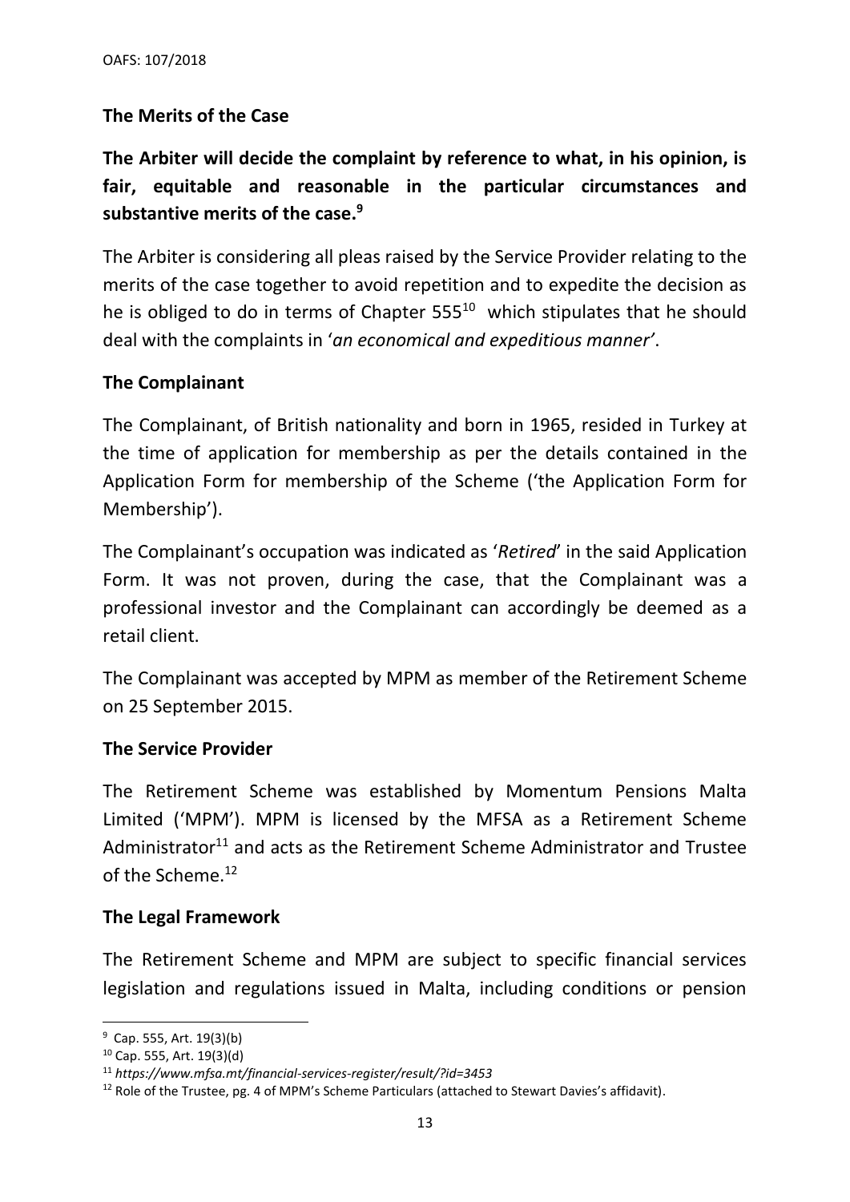## The Merits of the Case

**The Arbiter will decide the complaint by reference to what, in his opinion, is fair, equitable and reasonable in the particular circumstances and substantive merits of the case.**[9]

The Arbiter is considering all pleas raised by the Service Provider relating to the merits of the case together to avoid repetition and to expedite the decision as he is obliged to do in terms of Chapter 555[10] which stipulates that he should deal with the complaints in '*an economical and expeditious manner*'.

## The Complainant

The Complainant, of British nationality and born in 1965, resided in Turkey at the time of application for membership as per the details contained in the Application Form for membership of the Scheme ('the Application Form for Membership').

The Complainant's occupation was indicated as '*Retired*' in the said Application Form. It was not proven, during the case, that the Complainant was a professional investor and the Complainant can accordingly be deemed as a retail client.

The Complainant was accepted by MPM as member of the Retirement Scheme on 25 September 2015.

## The Service Provider

The Retirement Scheme was established by Momentum Pensions Malta Limited ('MPM'). MPM is licensed by the MFSA as a Retirement Scheme Administrator[11] and acts as the Retirement Scheme Administrator and Trustee of the Scheme.[12]

## The Legal Framework

The Retirement Scheme and MPM are subject to specific financial services legislation and regulations issued in Malta, including conditions or pension

---

[9] Cap. 555, Art. 19(3)(b)

[10] Cap. 555, Art. 19(3)(d)

[11] *https://www.mfsa.mt/financial-services-register/result/?id=3453*

[12] Role of the Trustee, pg. 4 of MPM's Scheme Particulars (attached to Stewart Davies's affidavit).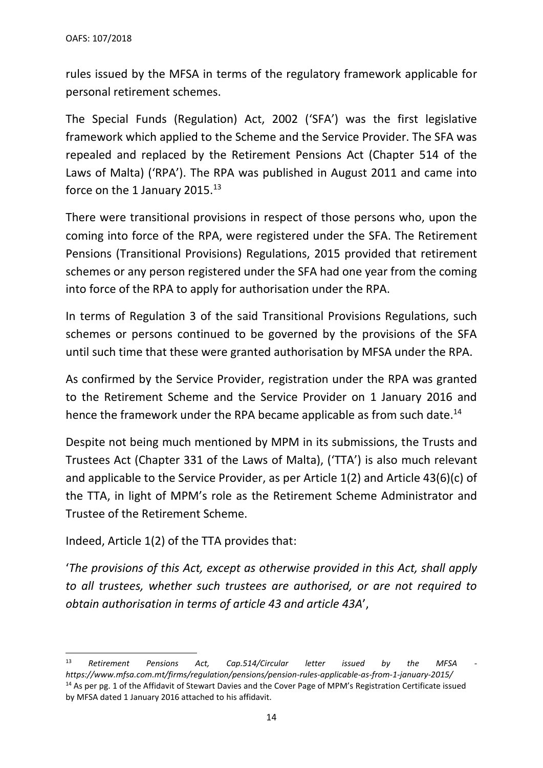rules issued by the MFSA in terms of the regulatory framework applicable for personal retirement schemes.

The Special Funds (Regulation) Act, 2002 ('SFA') was the first legislative framework which applied to the Scheme and the Service Provider. The SFA was repealed and replaced by the Retirement Pensions Act (Chapter 514 of the Laws of Malta) ('RPA'). The RPA was published in August 2011 and came into force on the 1 January 2015.[13]

There were transitional provisions in respect of those persons who, upon the coming into force of the RPA, were registered under the SFA. The Retirement Pensions (Transitional Provisions) Regulations, 2015 provided that retirement schemes or any person registered under the SFA had one year from the coming into force of the RPA to apply for authorisation under the RPA.

In terms of Regulation 3 of the said Transitional Provisions Regulations, such schemes or persons continued to be governed by the provisions of the SFA until such time that these were granted authorisation by MFSA under the RPA.

As confirmed by the Service Provider, registration under the RPA was granted to the Retirement Scheme and the Service Provider on 1 January 2016 and hence the framework under the RPA became applicable as from such date.[14]

Despite not being much mentioned by MPM in its submissions, the Trusts and Trustees Act (Chapter 331 of the Laws of Malta), ('TTA') is also much relevant and applicable to the Service Provider, as per Article 1(2) and Article 43(6)(c) of the TTA, in light of MPM's role as the Retirement Scheme Administrator and Trustee of the Retirement Scheme.

Indeed, Article 1(2) of the TTA provides that:

'*The provisions of this Act, except as otherwise provided in this Act, shall apply to all trustees, whether such trustees are authorised, or are not required to obtain authorisation in terms of article 43 and article 43A*',

---

[13] *Retirement Pensions Act, Cap.514/Circular letter issued by the MFSA - https://www.mfsa.com.mt/firms/regulation/pensions/pension-rules-applicable-as-from-1-january-2015/*

[14] As per pg. 1 of the Affidavit of Stewart Davies and the Cover Page of MPM's Registration Certificate issued by MFSA dated 1 January 2016 attached to his affidavit.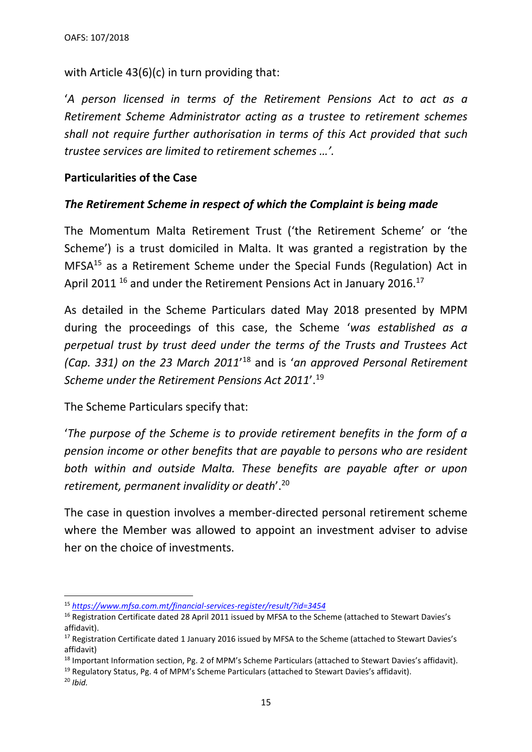with Article 43(6)(c) in turn providing that:

'*A person licensed in terms of the Retirement Pensions Act to act as a Retirement Scheme Administrator acting as a trustee to retirement schemes shall not require further authorisation in terms of this Act provided that such trustee services are limited to retirement schemes …'.*

## Particularities of the Case

### *The Retirement Scheme in respect of which the Complaint is being made*

The Momentum Malta Retirement Trust ('the Retirement Scheme' or 'the Scheme') is a trust domiciled in Malta. It was granted a registration by the MFSA[15] as a Retirement Scheme under the Special Funds (Regulation) Act in April 2011 [16] and under the Retirement Pensions Act in January 2016.[17]

As detailed in the Scheme Particulars dated May 2018 presented by MPM during the proceedings of this case, the Scheme '*was established as a perpetual trust by trust deed under the terms of the Trusts and Trustees Act (Cap. 331) on the 23 March 2011*'[18] and is '*an approved Personal Retirement Scheme under the Retirement Pensions Act 2011*'.[19]

The Scheme Particulars specify that:

'*The purpose of the Scheme is to provide retirement benefits in the form of a pension income or other benefits that are payable to persons who are resident both within and outside Malta. These benefits are payable after or upon retirement, permanent invalidity or death*'.[20]

The case in question involves a member-directed personal retirement scheme where the Member was allowed to appoint an investment adviser to advise her on the choice of investments.

---

[15] *https://www.mfsa.com.mt/financial-services-register/result/?id=3454*

[16] Registration Certificate dated 28 April 2011 issued by MFSA to the Scheme (attached to Stewart Davies's affidavit).

[17] Registration Certificate dated 1 January 2016 issued by MFSA to the Scheme (attached to Stewart Davies's affidavit)

[18] Important Information section, Pg. 2 of MPM's Scheme Particulars (attached to Stewart Davies's affidavit).

[19] Regulatory Status, Pg. 4 of MPM's Scheme Particulars (attached to Stewart Davies's affidavit).

[20] *Ibid.*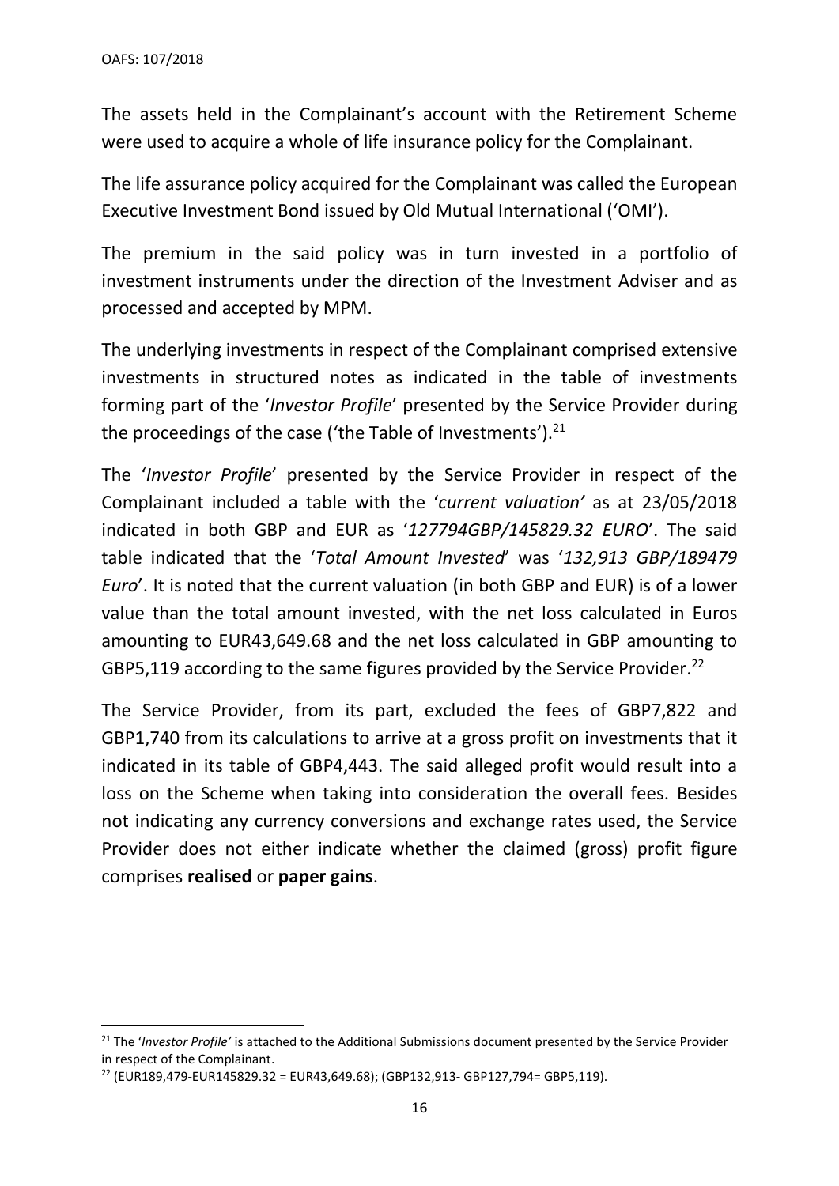The assets held in the Complainant's account with the Retirement Scheme were used to acquire a whole of life insurance policy for the Complainant.

The life assurance policy acquired for the Complainant was called the European Executive Investment Bond issued by Old Mutual International ('OMI').

The premium in the said policy was in turn invested in a portfolio of investment instruments under the direction of the Investment Adviser and as processed and accepted by MPM.

The underlying investments in respect of the Complainant comprised extensive investments in structured notes as indicated in the table of investments forming part of the '*Investor Profile*' presented by the Service Provider during the proceedings of the case ('the Table of Investments').[21]

The '*Investor Profile*' presented by the Service Provider in respect of the Complainant included a table with the '*current valuation'* as at 23/05/2018 indicated in both GBP and EUR as '*127794GBP/145829.32 EURO*'. The said table indicated that the '*Total Amount Invested*' was '*132,913 GBP/189479 Euro*'. It is noted that the current valuation (in both GBP and EUR) is of a lower value than the total amount invested, with the net loss calculated in Euros amounting to EUR43,649.68 and the net loss calculated in GBP amounting to GBP5,119 according to the same figures provided by the Service Provider.[22]

The Service Provider, from its part, excluded the fees of GBP7,822 and GBP1,740 from its calculations to arrive at a gross profit on investments that it indicated in its table of GBP4,443. The said alleged profit would result into a loss on the Scheme when taking into consideration the overall fees. Besides not indicating any currency conversions and exchange rates used, the Service Provider does not either indicate whether the claimed (gross) profit figure comprises **realised** or **paper gains**.

---

[21] The '*Investor Profile'* is attached to the Additional Submissions document presented by the Service Provider in respect of the Complainant.

[22] (EUR189,479-EUR145829.32 = EUR43,649.68); (GBP132,913- GBP127,794= GBP5,119).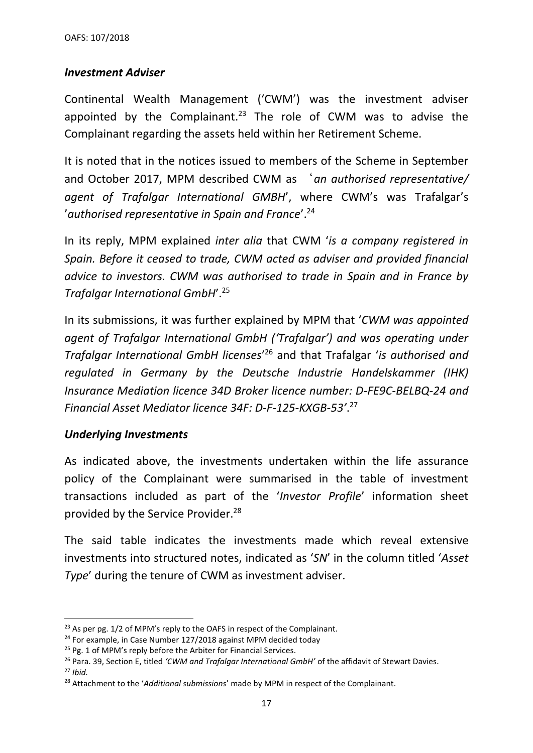### *Investment Adviser*

Continental Wealth Management ('CWM') was the investment adviser appointed by the Complainant.[23] The role of CWM was to advise the Complainant regarding the assets held within her Retirement Scheme.

It is noted that in the notices issued to members of the Scheme in September and October 2017, MPM described CWM as '*an authorised representative/ agent of Trafalgar International GMBH*', where CWM's was Trafalgar's '*authorised representative in Spain and France*'.[24]

In its reply, MPM explained *inter alia* that CWM '*is a company registered in Spain. Before it ceased to trade, CWM acted as adviser and provided financial advice to investors. CWM was authorised to trade in Spain and in France by Trafalgar International GmbH*'.[25]

In its submissions, it was further explained by MPM that '*CWM was appointed agent of Trafalgar International GmbH ('Trafalgar') and was operating under Trafalgar International GmbH licenses*'[26] and that Trafalgar '*is authorised and regulated in Germany by the Deutsche Industrie Handelskammer (IHK) Insurance Mediation licence 34D Broker licence number: D-FE9C-BELBQ-24 and Financial Asset Mediator licence 34F: D-F-125-KXGB-53'*.[27]

### *Underlying Investments*

As indicated above, the investments undertaken within the life assurance policy of the Complainant were summarised in the table of investment transactions included as part of the '*Investor Profile*' information sheet provided by the Service Provider.[28]

The said table indicates the investments made which reveal extensive investments into structured notes, indicated as '*SN*' in the column titled '*Asset Type*' during the tenure of CWM as investment adviser.

---

[23] As per pg. 1/2 of MPM's reply to the OAFS in respect of the Complainant.

[24] For example, in Case Number 127/2018 against MPM decided today

[25] Pg. 1 of MPM's reply before the Arbiter for Financial Services.

[26] Para. 39, Section E, titled *'CWM and Trafalgar International GmbH'* of the affidavit of Stewart Davies.

[27] *Ibid.*

[28] Attachment to the '*Additional submissions*' made by MPM in respect of the Complainant.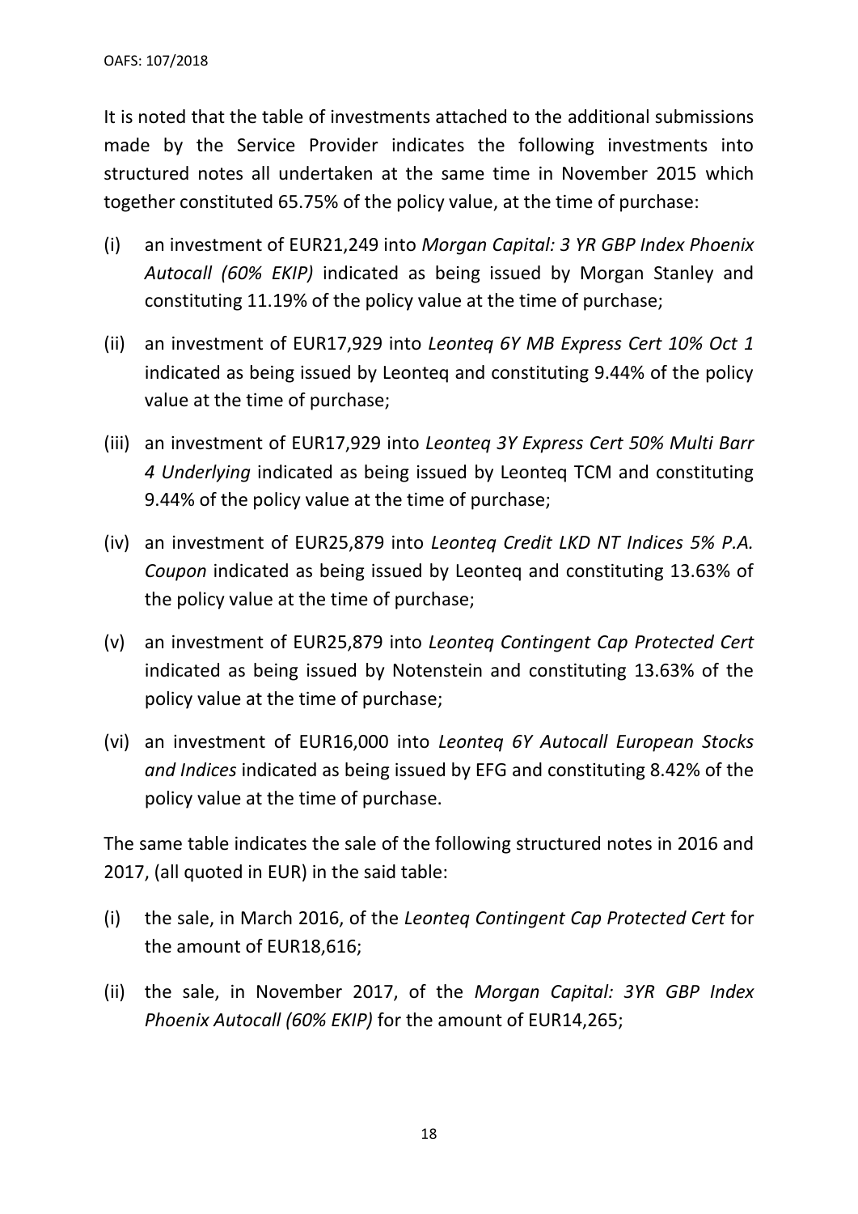It is noted that the table of investments attached to the additional submissions made by the Service Provider indicates the following investments into structured notes all undertaken at the same time in November 2015 which together constituted 65.75% of the policy value, at the time of purchase:

(i) an investment of EUR21,249 into *Morgan Capital: 3 YR GBP Index Phoenix Autocall (60% EKIP)* indicated as being issued by Morgan Stanley and constituting 11.19% of the policy value at the time of purchase;

(ii) an investment of EUR17,929 into *Leonteq 6Y MB Express Cert 10% Oct 1* indicated as being issued by Leonteq and constituting 9.44% of the policy value at the time of purchase;

(iii) an investment of EUR17,929 into *Leonteq 3Y Express Cert 50% Multi Barr 4 Underlying* indicated as being issued by Leonteq TCM and constituting 9.44% of the policy value at the time of purchase;

(iv) an investment of EUR25,879 into *Leonteq Credit LKD NT Indices 5% P.A. Coupon* indicated as being issued by Leonteq and constituting 13.63% of the policy value at the time of purchase;

(v) an investment of EUR25,879 into *Leonteq Contingent Cap Protected Cert* indicated as being issued by Notenstein and constituting 13.63% of the policy value at the time of purchase;

(vi) an investment of EUR16,000 into *Leonteq 6Y Autocall European Stocks and Indices* indicated as being issued by EFG and constituting 8.42% of the policy value at the time of purchase.

The same table indicates the sale of the following structured notes in 2016 and 2017, (all quoted in EUR) in the said table:

(i) the sale, in March 2016, of the *Leonteq Contingent Cap Protected Cert* for the amount of EUR18,616;

(ii) the sale, in November 2017, of the *Morgan Capital: 3YR GBP Index Phoenix Autocall (60% EKIP)* for the amount of EUR14,265;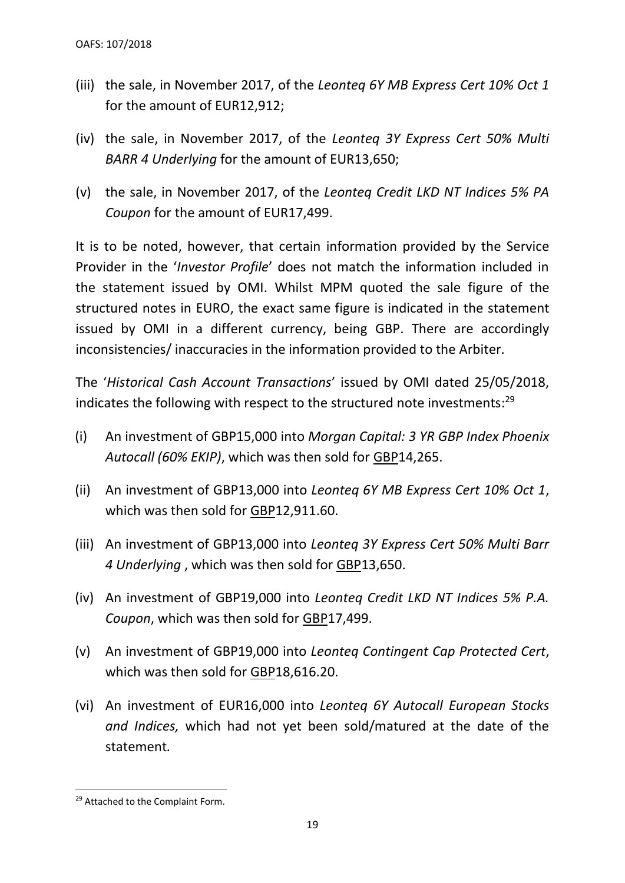(iii) the sale, in November 2017, of the *Leonteq 6Y MB Express Cert 10% Oct 1* for the amount of EUR12,912;

(iv) the sale, in November 2017, of the *Leonteq 3Y Express Cert 50% Multi BARR 4 Underlying* for the amount of EUR13,650;

(v) the sale, in November 2017, of the *Leonteq Credit LKD NT Indices 5% PA Coupon* for the amount of EUR17,499.

It is to be noted, however, that certain information provided by the Service Provider in the '*Investor Profile*' does not match the information included in the statement issued by OMI. Whilst MPM quoted the sale figure of the structured notes in EURO, the exact same figure is indicated in the statement issued by OMI in a different currency, being GBP. There are accordingly inconsistencies/ inaccuracies in the information provided to the Arbiter.

The '*Historical Cash Account Transactions*' issued by OMI dated 25/05/2018, indicates the following with respect to the structured note investments:[29]

(i) An investment of GBP15,000 into *Morgan Capital: 3 YR GBP Index Phoenix Autocall (60% EKIP)*, which was then sold for <u>GBP</u>14,265.

(ii) An investment of GBP13,000 into *Leonteq 6Y MB Express Cert 10% Oct 1*, which was then sold for <u>GBP</u>12,911.60.

(iii) An investment of GBP13,000 into *Leonteq 3Y Express Cert 50% Multi Barr 4 Underlying* , which was then sold for <u>GBP</u>13,650.

(iv) An investment of GBP19,000 into *Leonteq Credit LKD NT Indices 5% P.A. Coupon*, which was then sold for <u>GBP</u>17,499.

(v) An investment of GBP19,000 into *Leonteq Contingent Cap Protected Cert*, which was then sold for <u>GBP</u>18,616.20.

(vi) An investment of EUR16,000 into *Leonteq 6Y Autocall European Stocks and Indices,* which had not yet been sold/matured at the date of the statement.

---

[29] Attached to the Complaint Form.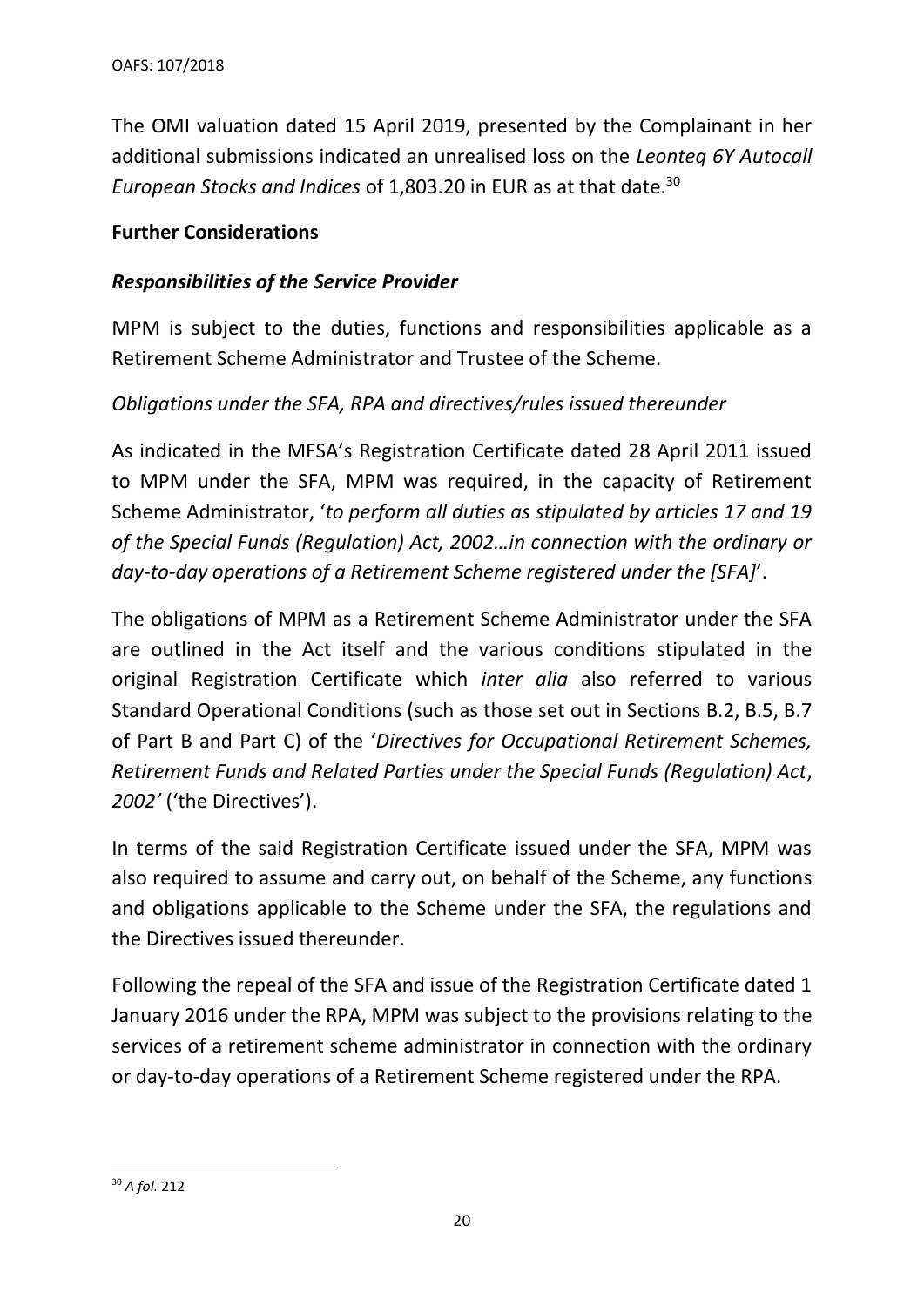The OMI valuation dated 15 April 2019, presented by the Complainant in her additional submissions indicated an unrealised loss on the *Leonteq 6Y Autocall European Stocks and Indices* of 1,803.20 in EUR as at that date.[30]

**Further Considerations**

***Responsibilities of the Service Provider***

MPM is subject to the duties, functions and responsibilities applicable as a Retirement Scheme Administrator and Trustee of the Scheme.

*Obligations under the SFA, RPA and directives/rules issued thereunder*

As indicated in the MFSA's Registration Certificate dated 28 April 2011 issued to MPM under the SFA, MPM was required, in the capacity of Retirement Scheme Administrator, '*to perform all duties as stipulated by articles 17 and 19 of the Special Funds (Regulation) Act, 2002…in connection with the ordinary or day-to-day operations of a Retirement Scheme registered under the [SFA]*'.

The obligations of MPM as a Retirement Scheme Administrator under the SFA are outlined in the Act itself and the various conditions stipulated in the original Registration Certificate which *inter alia* also referred to various Standard Operational Conditions (such as those set out in Sections B.2, B.5, B.7 of Part B and Part C) of the '*Directives for Occupational Retirement Schemes, Retirement Funds and Related Parties under the Special Funds (Regulation) Act, 2002'* ('the Directives').

In terms of the said Registration Certificate issued under the SFA, MPM was also required to assume and carry out, on behalf of the Scheme, any functions and obligations applicable to the Scheme under the SFA, the regulations and the Directives issued thereunder.

Following the repeal of the SFA and issue of the Registration Certificate dated 1 January 2016 under the RPA, MPM was subject to the provisions relating to the services of a retirement scheme administrator in connection with the ordinary or day-to-day operations of a Retirement Scheme registered under the RPA.

---

[30] *A fol.* 212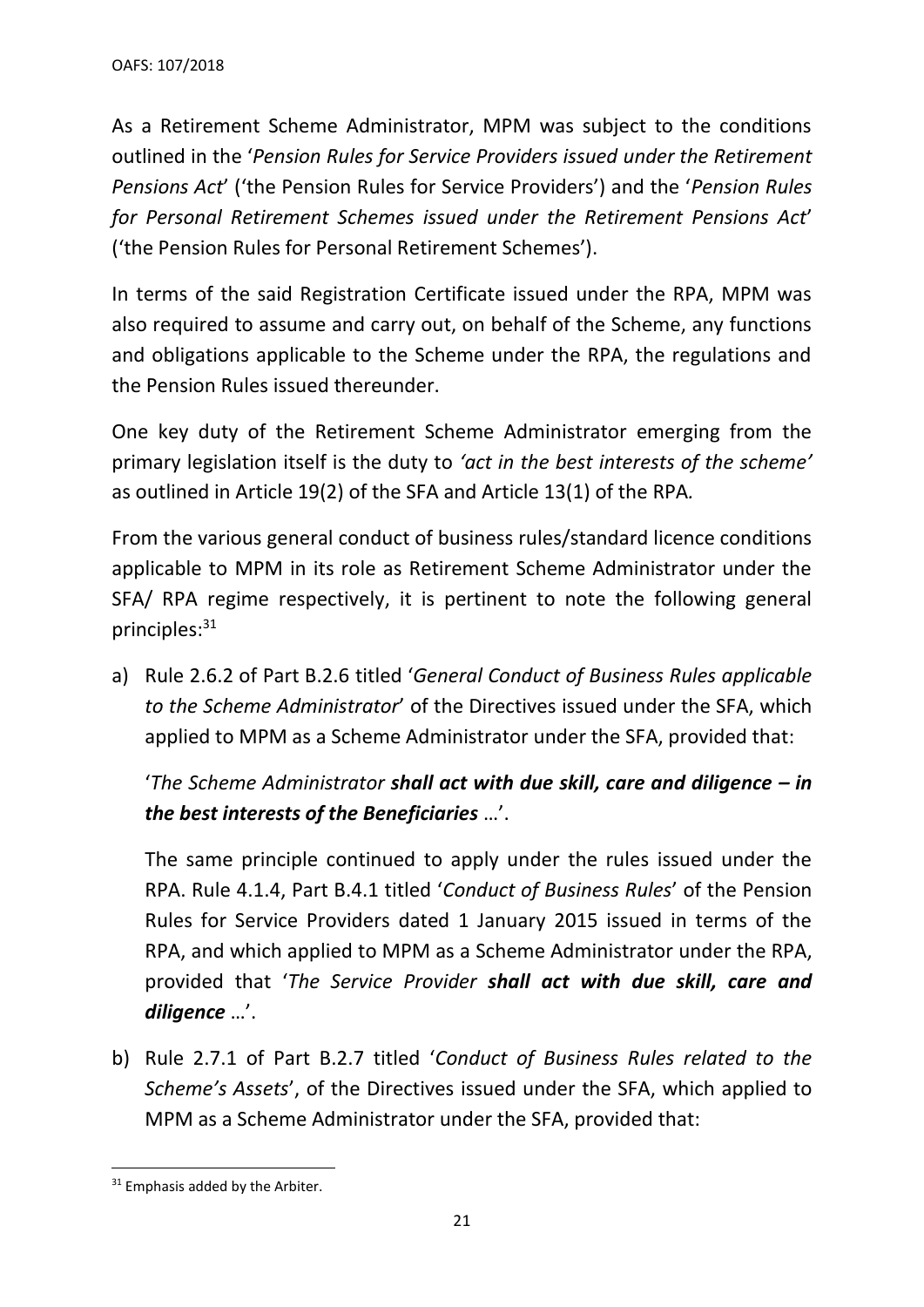As a Retirement Scheme Administrator, MPM was subject to the conditions outlined in the '*Pension Rules for Service Providers issued under the Retirement Pensions Act*' ('the Pension Rules for Service Providers') and the '*Pension Rules for Personal Retirement Schemes issued under the Retirement Pensions Act*' ('the Pension Rules for Personal Retirement Schemes').

In terms of the said Registration Certificate issued under the RPA, MPM was also required to assume and carry out, on behalf of the Scheme, any functions and obligations applicable to the Scheme under the RPA, the regulations and the Pension Rules issued thereunder.

One key duty of the Retirement Scheme Administrator emerging from the primary legislation itself is the duty to *'act in the best interests of the scheme'* as outlined in Article 19(2) of the SFA and Article 13(1) of the RPA.

From the various general conduct of business rules/standard licence conditions applicable to MPM in its role as Retirement Scheme Administrator under the SFA/ RPA regime respectively, it is pertinent to note the following general principles:[31]

a) Rule 2.6.2 of Part B.2.6 titled '*General Conduct of Business Rules applicable to the Scheme Administrator*' of the Directives issued under the SFA, which applied to MPM as a Scheme Administrator under the SFA, provided that:

   '*The Scheme Administrator **shall act with due skill, care and diligence – in the best interests of the Beneficiaries** …*'.

   The same principle continued to apply under the rules issued under the RPA. Rule 4.1.4, Part B.4.1 titled '*Conduct of Business Rules*' of the Pension Rules for Service Providers dated 1 January 2015 issued in terms of the RPA, and which applied to MPM as a Scheme Administrator under the RPA, provided that '*The Service Provider **shall act with due skill, care and diligence** …*'.

b) Rule 2.7.1 of Part B.2.7 titled '*Conduct of Business Rules related to the Scheme's Assets*', of the Directives issued under the SFA, which applied to MPM as a Scheme Administrator under the SFA, provided that:

---

[31] Emphasis added by the Arbiter.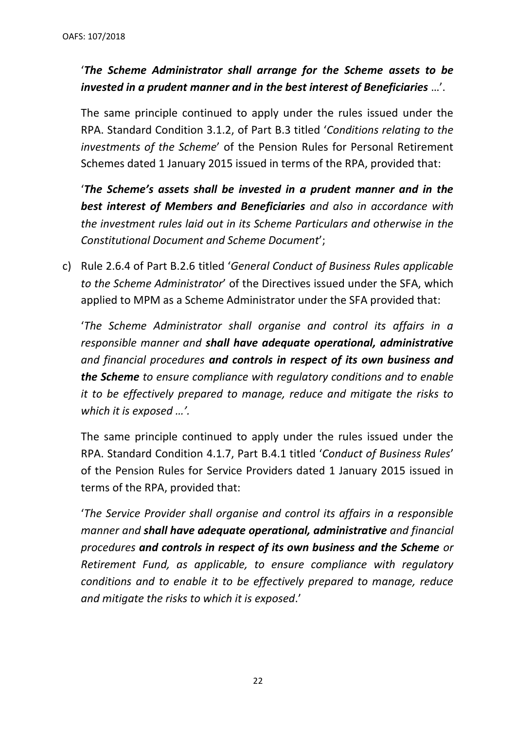'***The Scheme Administrator shall arrange for the Scheme assets to be invested in a prudent manner and in the best interest of Beneficiaries*** …'.

The same principle continued to apply under the rules issued under the RPA. Standard Condition 3.1.2, of Part B.3 titled '*Conditions relating to the investments of the Scheme*' of the Pension Rules for Personal Retirement Schemes dated 1 January 2015 issued in terms of the RPA, provided that:

'***The Scheme's assets shall be invested in a prudent manner and in the best interest of Members and Beneficiaries*** *and also in accordance with the investment rules laid out in its Scheme Particulars and otherwise in the Constitutional Document and Scheme Document*';

c) Rule 2.6.4 of Part B.2.6 titled '*General Conduct of Business Rules applicable to the Scheme Administrator*' of the Directives issued under the SFA, which applied to MPM as a Scheme Administrator under the SFA provided that:

'*The Scheme Administrator shall organise and control its affairs in a responsible manner and* ***shall have adequate operational, administrative*** *and financial procedures* ***and controls in respect of its own business and the Scheme*** *to ensure compliance with regulatory conditions and to enable it to be effectively prepared to manage, reduce and mitigate the risks to which it is exposed …'.*

The same principle continued to apply under the rules issued under the RPA. Standard Condition 4.1.7, Part B.4.1 titled '*Conduct of Business Rules*' of the Pension Rules for Service Providers dated 1 January 2015 issued in terms of the RPA, provided that:

'*The Service Provider shall organise and control its affairs in a responsible manner and* ***shall have adequate operational, administrative*** *and financial procedures* ***and controls in respect of its own business and the Scheme*** *or Retirement Fund, as applicable, to ensure compliance with regulatory conditions and to enable it to be effectively prepared to manage, reduce and mitigate the risks to which it is exposed*.'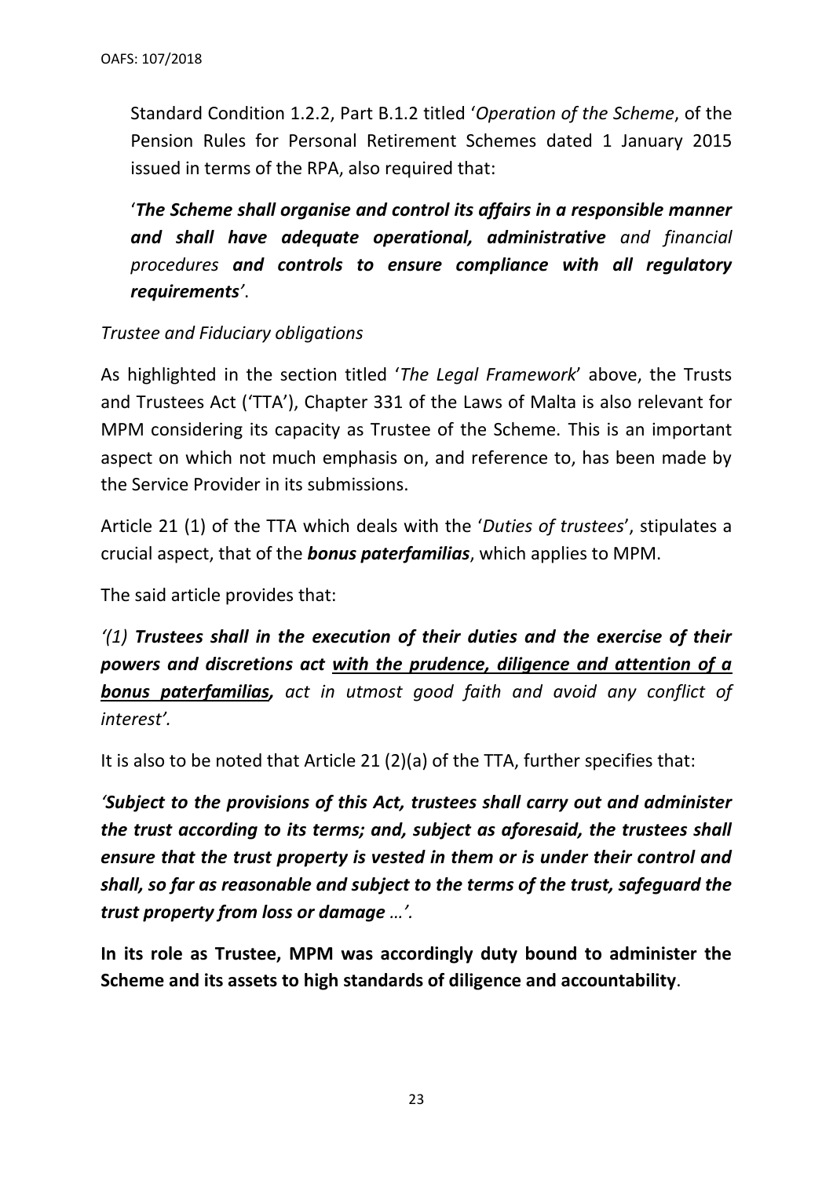Standard Condition 1.2.2, Part B.1.2 titled '*Operation of the Scheme*, of the Pension Rules for Personal Retirement Schemes dated 1 January 2015 issued in terms of the RPA, also required that:

'***The Scheme shall organise and control its affairs in a responsible manner and shall have adequate operational, administrative*** *and financial procedures* ***and controls to ensure compliance with all regulatory requirements****'*.

*Trustee and Fiduciary obligations*

As highlighted in the section titled '*The Legal Framework*' above, the Trusts and Trustees Act ('TTA'), Chapter 331 of the Laws of Malta is also relevant for MPM considering its capacity as Trustee of the Scheme. This is an important aspect on which not much emphasis on, and reference to, has been made by the Service Provider in its submissions.

Article 21 (1) of the TTA which deals with the '*Duties of trustees*', stipulates a crucial aspect, that of the ***bonus paterfamilias***, which applies to MPM.

The said article provides that:

*'(1)* ***Trustees shall in the execution of their duties and the exercise of their powers and discretions act <u>with the prudence, diligence and attention of a bonus paterfamilias,</u>*** *act in utmost good faith and avoid any conflict of interest'.*

It is also to be noted that Article 21 (2)(a) of the TTA, further specifies that:

***'Subject to the provisions of this Act, trustees shall carry out and administer the trust according to its terms; and, subject as aforesaid, the trustees shall ensure that the trust property is vested in them or is under their control and shall, so far as reasonable and subject to the terms of the trust, safeguard the trust property from loss or damage*** *…'.*

**In its role as Trustee, MPM was accordingly duty bound to administer the Scheme and its assets to high standards of diligence and accountability**.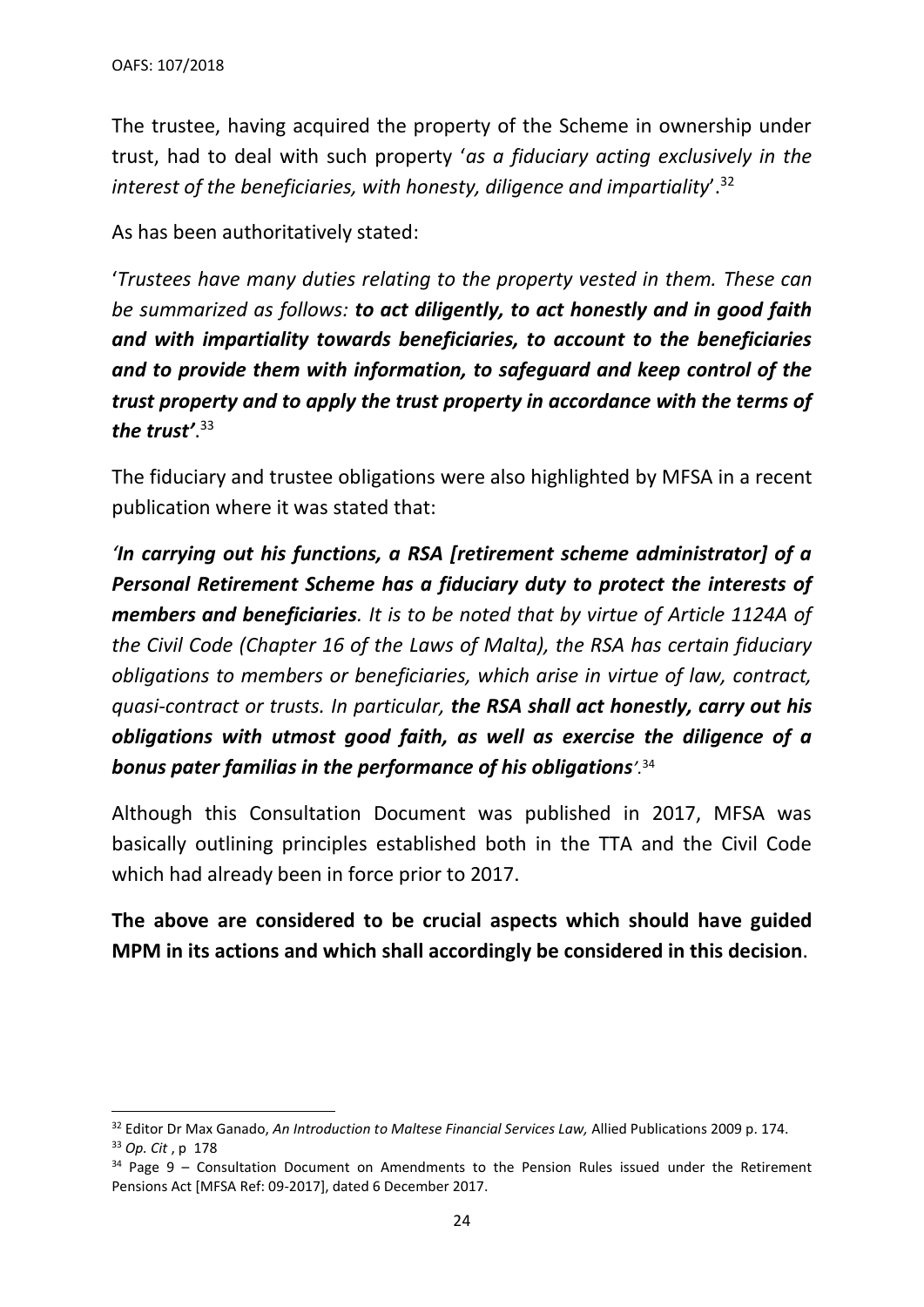The trustee, having acquired the property of the Scheme in ownership under trust, had to deal with such property '*as a fiduciary acting exclusively in the interest of the beneficiaries, with honesty, diligence and impartiality*'.[32]

As has been authoritatively stated:

'*Trustees have many duties relating to the property vested in them. These can be summarized as follows:* ***to act diligently, to act honestly and in good faith and with impartiality towards beneficiaries, to account to the beneficiaries and to provide them with information, to safeguard and keep control of the trust property and to apply the trust property in accordance with the terms of the trust'***.[33]

The fiduciary and trustee obligations were also highlighted by MFSA in a recent publication where it was stated that:

***'In carrying out his functions, a RSA [retirement scheme administrator] of a Personal Retirement Scheme has a fiduciary duty to protect the interests of members and beneficiaries****. It is to be noted that by virtue of Article 1124A of the Civil Code (Chapter 16 of the Laws of Malta), the RSA has certain fiduciary obligations to members or beneficiaries, which arise in virtue of law, contract, quasi-contract or trusts. In particular,* ***the RSA shall act honestly, carry out his obligations with utmost good faith, as well as exercise the diligence of a bonus pater familias in the performance of his obligations****'.*[34]

Although this Consultation Document was published in 2017, MFSA was basically outlining principles established both in the TTA and the Civil Code which had already been in force prior to 2017.

**The above are considered to be crucial aspects which should have guided MPM in its actions and which shall accordingly be considered in this decision**.

---

[32] Editor Dr Max Ganado, *An Introduction to Maltese Financial Services Law,* Allied Publications 2009 p. 174.

[33] *Op. Cit* , p 178

[34] Page 9 – Consultation Document on Amendments to the Pension Rules issued under the Retirement Pensions Act [MFSA Ref: 09-2017], dated 6 December 2017.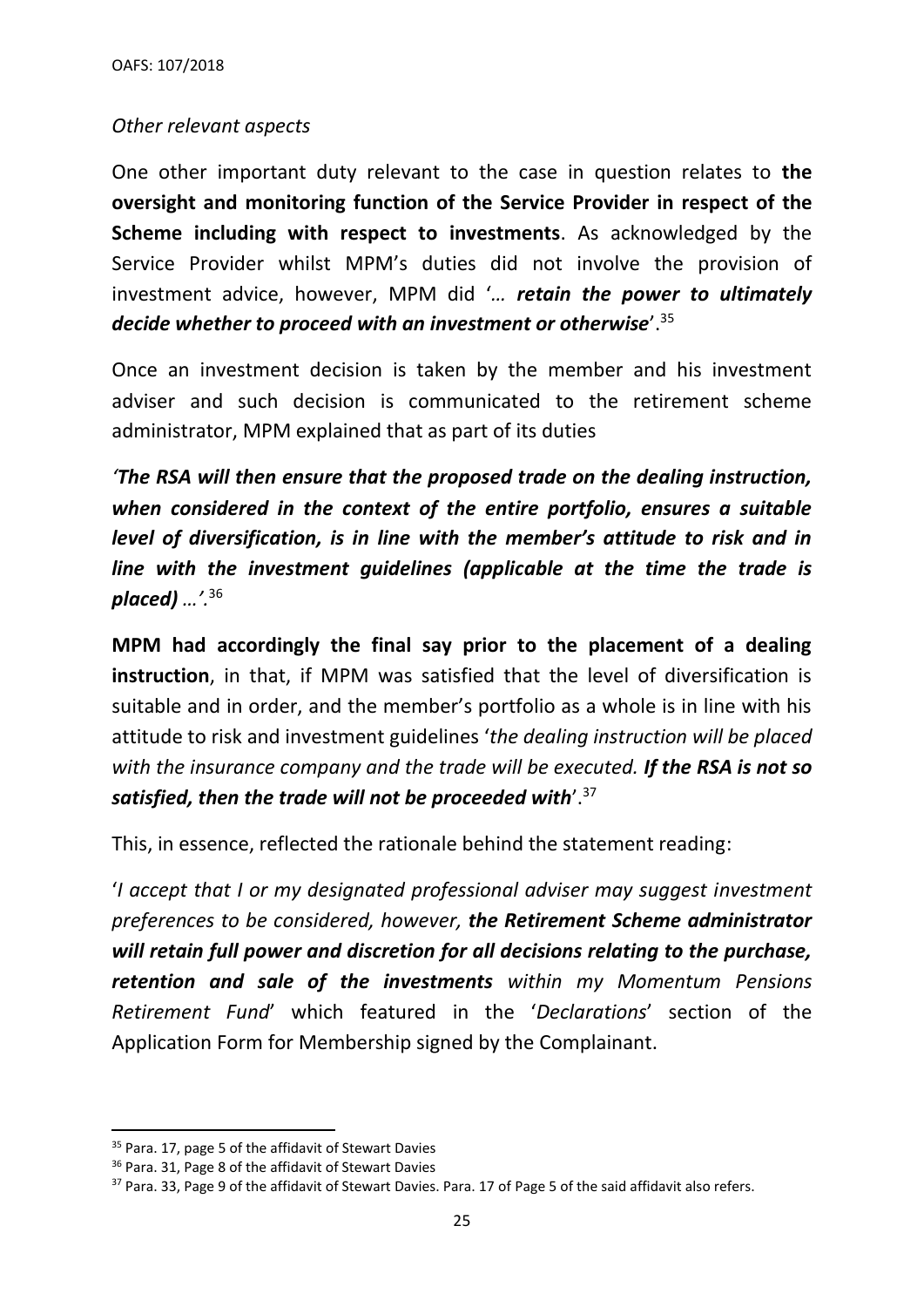*Other relevant aspects*

One other important duty relevant to the case in question relates to **the oversight and monitoring function of the Service Provider in respect of the Scheme including with respect to investments**. As acknowledged by the Service Provider whilst MPM's duties did not involve the provision of investment advice, however, MPM did '*… **retain the power to ultimately decide whether to proceed with an investment or otherwise***'.[35]

Once an investment decision is taken by the member and his investment adviser and such decision is communicated to the retirement scheme administrator, MPM explained that as part of its duties

***'The RSA will then ensure that the proposed trade on the dealing instruction, when considered in the context of the entire portfolio, ensures a suitable level of diversification, is in line with the member's attitude to risk and in line with the investment guidelines (applicable at the time the trade is placed) …'.***[36]

**MPM had accordingly the final say prior to the placement of a dealing instruction**, in that, if MPM was satisfied that the level of diversification is suitable and in order, and the member's portfolio as a whole is in line with his attitude to risk and investment guidelines '*the dealing instruction will be placed with the insurance company and the trade will be executed. **If the RSA is not so satisfied, then the trade will not be proceeded with***'.[37]

This, in essence, reflected the rationale behind the statement reading:

'*I accept that I or my designated professional adviser may suggest investment preferences to be considered, however, **the Retirement Scheme administrator will retain full power and discretion for all decisions relating to the purchase, retention and sale of the investments** within my Momentum Pensions Retirement Fund*' which featured in the '*Declarations*' section of the Application Form for Membership signed by the Complainant.

---

[35] Para. 17, page 5 of the affidavit of Stewart Davies

[36] Para. 31, Page 8 of the affidavit of Stewart Davies

[37] Para. 33, Page 9 of the affidavit of Stewart Davies. Para. 17 of Page 5 of the said affidavit also refers.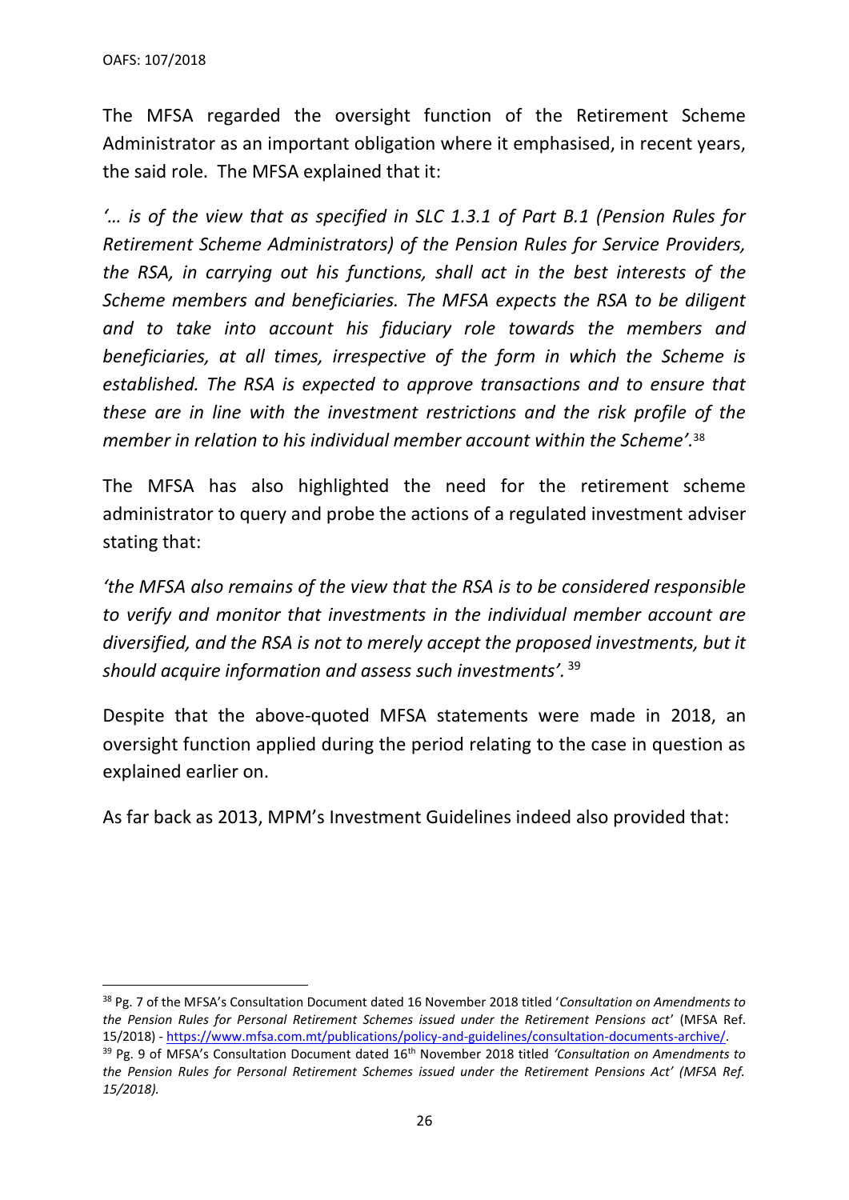The MFSA regarded the oversight function of the Retirement Scheme Administrator as an important obligation where it emphasised, in recent years, the said role. The MFSA explained that it:

*'… is of the view that as specified in SLC 1.3.1 of Part B.1 (Pension Rules for Retirement Scheme Administrators) of the Pension Rules for Service Providers, the RSA, in carrying out his functions, shall act in the best interests of the Scheme members and beneficiaries. The MFSA expects the RSA to be diligent and to take into account his fiduciary role towards the members and beneficiaries, at all times, irrespective of the form in which the Scheme is established. The RSA is expected to approve transactions and to ensure that these are in line with the investment restrictions and the risk profile of the member in relation to his individual member account within the Scheme'.*[38]

The MFSA has also highlighted the need for the retirement scheme administrator to query and probe the actions of a regulated investment adviser stating that:

*'the MFSA also remains of the view that the RSA is to be considered responsible to verify and monitor that investments in the individual member account are diversified, and the RSA is not to merely accept the proposed investments, but it should acquire information and assess such investments'.* [39]

Despite that the above-quoted MFSA statements were made in 2018, an oversight function applied during the period relating to the case in question as explained earlier on.

As far back as 2013, MPM's Investment Guidelines indeed also provided that:

---

[38] Pg. 7 of the MFSA's Consultation Document dated 16 November 2018 titled '*Consultation on Amendments to the Pension Rules for Personal Retirement Schemes issued under the Retirement Pensions act*' (MFSA Ref. 15/2018) - https://www.mfsa.com.mt/publications/policy-and-guidelines/consultation-documents-archive/.

[39] Pg. 9 of MFSA's Consultation Document dated 16th November 2018 titled *'Consultation on Amendments to the Pension Rules for Personal Retirement Schemes issued under the Retirement Pensions Act' (MFSA Ref. 15/2018).*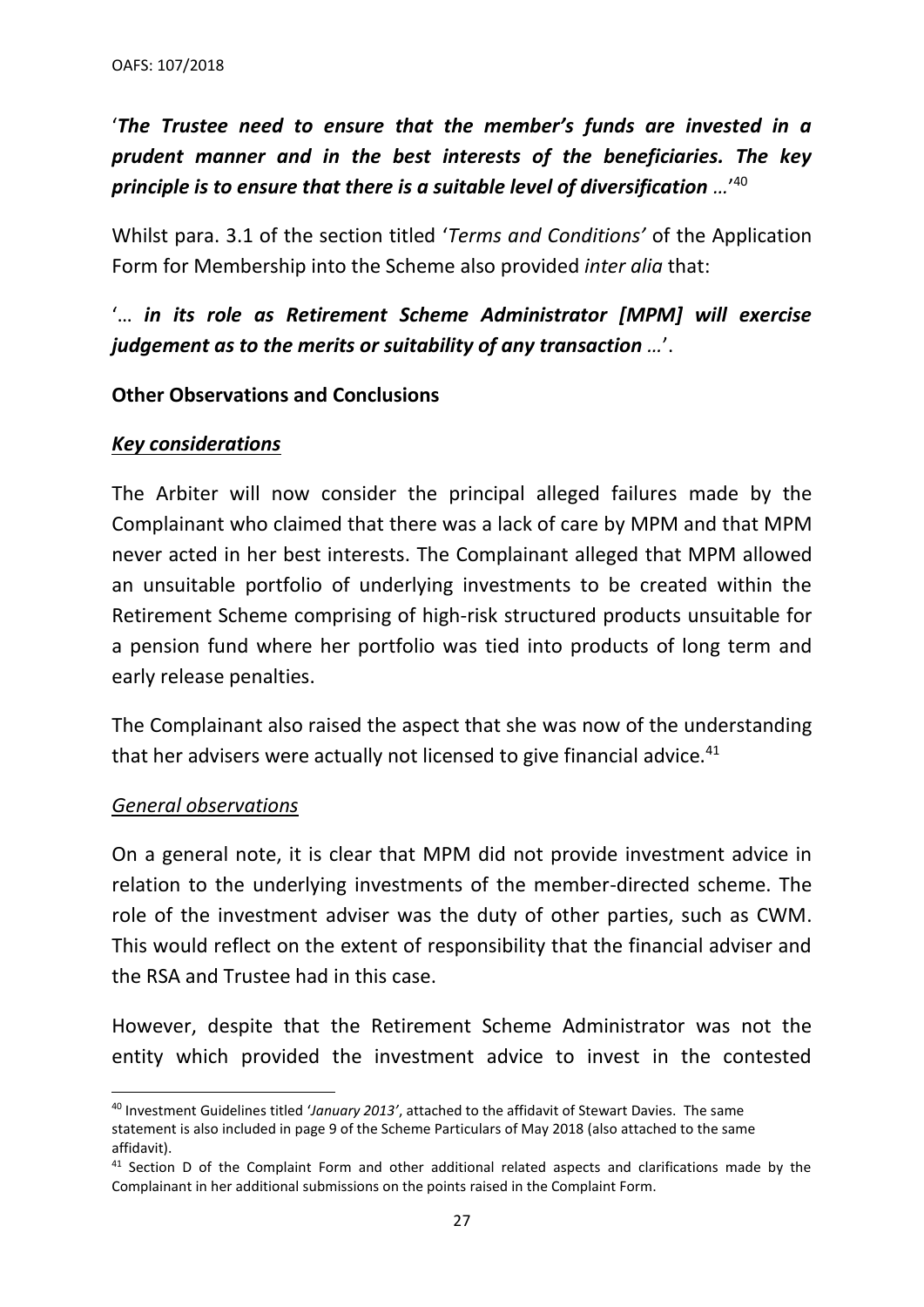'***The Trustee need to ensure that the member's funds are invested in a prudent manner and in the best interests of the beneficiaries. The key principle is to ensure that there is a suitable level of diversification** …*'[40]

Whilst para. 3.1 of the section titled '*Terms and Conditions'* of the Application Form for Membership into the Scheme also provided *inter alia* that:

'… ***in its role as Retirement Scheme Administrator [MPM] will exercise judgement as to the merits or suitability of any transaction*** …'.

**Other Observations and Conclusions**

***<u>Key considerations</u>***

The Arbiter will now consider the principal alleged failures made by the Complainant who claimed that there was a lack of care by MPM and that MPM never acted in her best interests. The Complainant alleged that MPM allowed an unsuitable portfolio of underlying investments to be created within the Retirement Scheme comprising of high-risk structured products unsuitable for a pension fund where her portfolio was tied into products of long term and early release penalties.

The Complainant also raised the aspect that she was now of the understanding that her advisers were actually not licensed to give financial advice.[41]

*<u>General observations</u>*

On a general note, it is clear that MPM did not provide investment advice in relation to the underlying investments of the member-directed scheme. The role of the investment adviser was the duty of other parties, such as CWM. This would reflect on the extent of responsibility that the financial adviser and the RSA and Trustee had in this case.

However, despite that the Retirement Scheme Administrator was not the entity which provided the investment advice to invest in the contested

---

[40] Investment Guidelines titled '*January 2013'*, attached to the affidavit of Stewart Davies. The same statement is also included in page 9 of the Scheme Particulars of May 2018 (also attached to the same affidavit).

[41] Section D of the Complaint Form and other additional related aspects and clarifications made by the Complainant in her additional submissions on the points raised in the Complaint Form.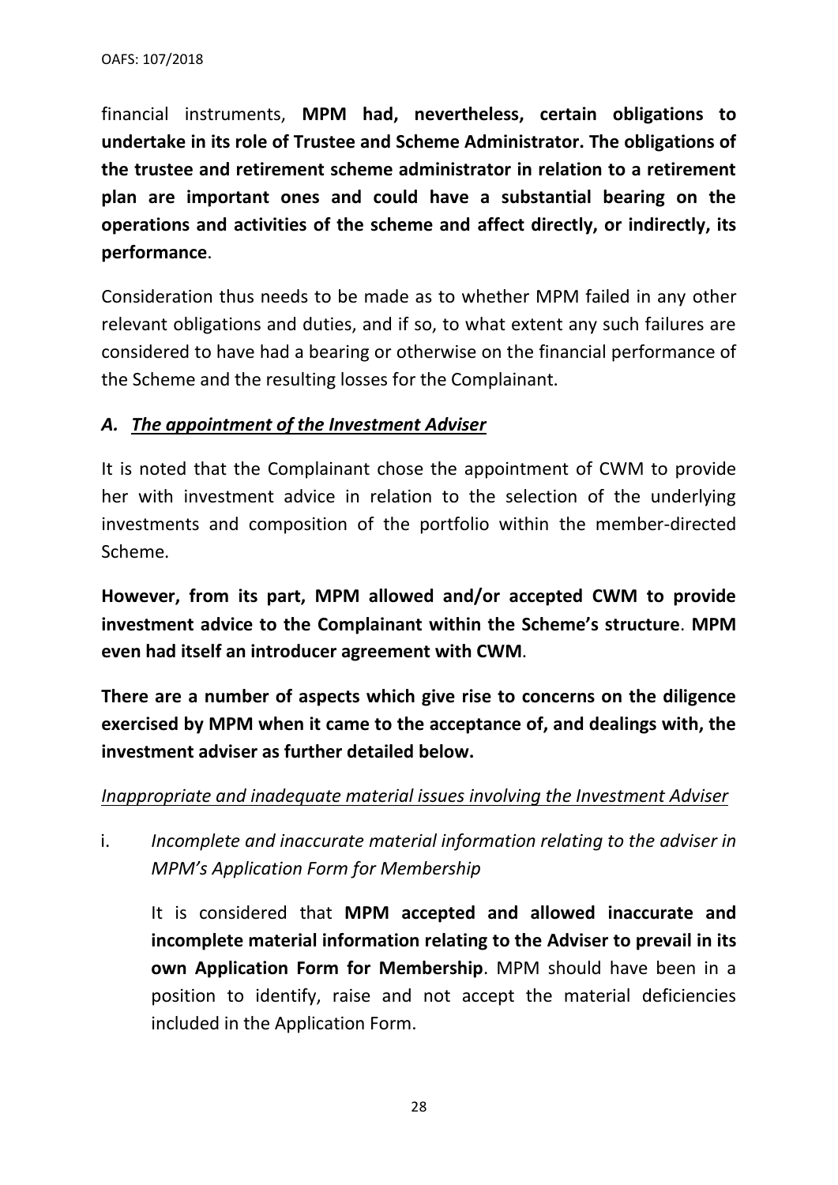financial instruments, **MPM had, nevertheless, certain obligations to undertake in its role of Trustee and Scheme Administrator. The obligations of the trustee and retirement scheme administrator in relation to a retirement plan are important ones and could have a substantial bearing on the operations and activities of the scheme and affect directly, or indirectly, its performance**.

Consideration thus needs to be made as to whether MPM failed in any other relevant obligations and duties, and if so, to what extent any such failures are considered to have had a bearing or otherwise on the financial performance of the Scheme and the resulting losses for the Complainant.

### *A. <u>The appointment of the Investment Adviser</u>*

It is noted that the Complainant chose the appointment of CWM to provide her with investment advice in relation to the selection of the underlying investments and composition of the portfolio within the member-directed Scheme.

**However, from its part, MPM allowed and/or accepted CWM to provide investment advice to the Complainant within the Scheme's structure**. **MPM even had itself an introducer agreement with CWM**.

**There are a number of aspects which give rise to concerns on the diligence exercised by MPM when it came to the acceptance of, and dealings with, the investment adviser as further detailed below.**

*<u>Inappropriate and inadequate material issues involving the Investment Adviser</u>*

i. *Incomplete and inaccurate material information relating to the adviser in MPM's Application Form for Membership*

   It is considered that **MPM accepted and allowed inaccurate and incomplete material information relating to the Adviser to prevail in its own Application Form for Membership**. MPM should have been in a position to identify, raise and not accept the material deficiencies included in the Application Form.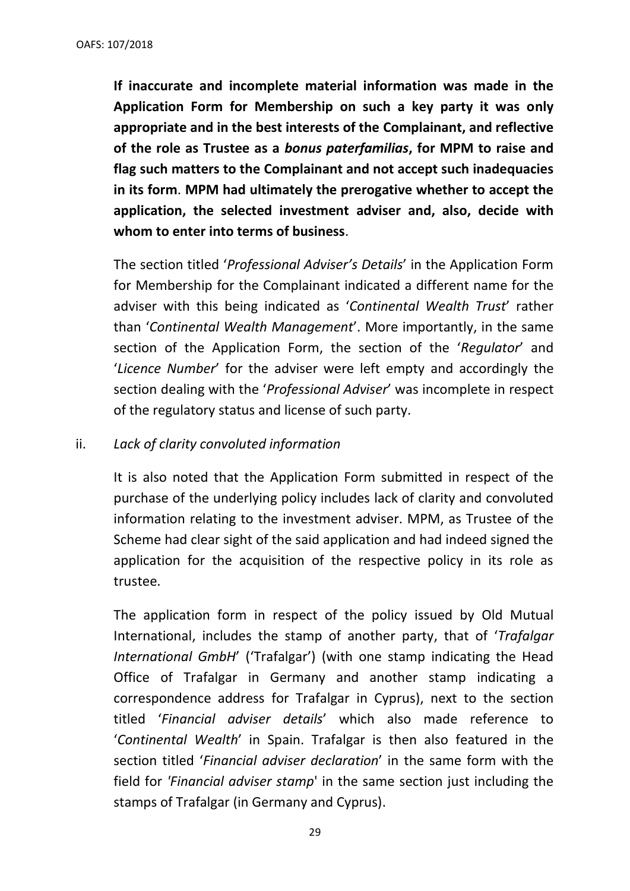**If inaccurate and incomplete material information was made in the Application Form for Membership on such a key party it was only appropriate and in the best interests of the Complainant, and reflective of the role as Trustee as a *bonus paterfamilias*, for MPM to raise and flag such matters to the Complainant and not accept such inadequacies in its form**. **MPM had ultimately the prerogative whether to accept the application, the selected investment adviser and, also, decide with whom to enter into terms of business**.

The section titled '*Professional Adviser's Details*' in the Application Form for Membership for the Complainant indicated a different name for the adviser with this being indicated as '*Continental Wealth Trust*' rather than '*Continental Wealth Management*'. More importantly, in the same section of the Application Form, the section of the '*Regulator*' and '*Licence Number*' for the adviser were left empty and accordingly the section dealing with the '*Professional Adviser*' was incomplete in respect of the regulatory status and license of such party.

ii. *Lack of clarity convoluted information*

It is also noted that the Application Form submitted in respect of the purchase of the underlying policy includes lack of clarity and convoluted information relating to the investment adviser. MPM, as Trustee of the Scheme had clear sight of the said application and had indeed signed the application for the acquisition of the respective policy in its role as trustee.

The application form in respect of the policy issued by Old Mutual International, includes the stamp of another party, that of '*Trafalgar International GmbH*' ('Trafalgar') (with one stamp indicating the Head Office of Trafalgar in Germany and another stamp indicating a correspondence address for Trafalgar in Cyprus), next to the section titled '*Financial adviser details*' which also made reference to '*Continental Wealth*' in Spain. Trafalgar is then also featured in the section titled '*Financial adviser declaration*' in the same form with the field for '*Financial adviser stamp*' in the same section just including the stamps of Trafalgar (in Germany and Cyprus).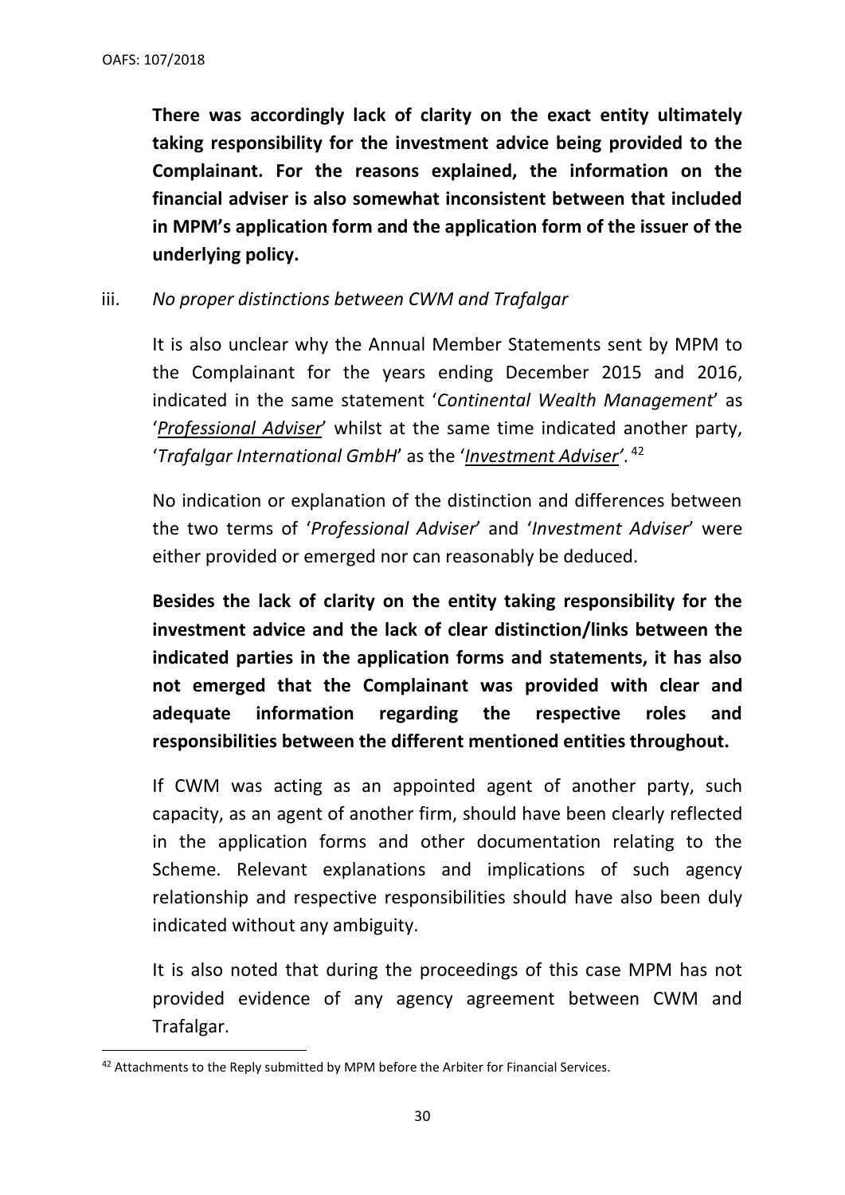**There was accordingly lack of clarity on the exact entity ultimately taking responsibility for the investment advice being provided to the Complainant. For the reasons explained, the information on the financial adviser is also somewhat inconsistent between that included in MPM's application form and the application form of the issuer of the underlying policy.**

iii. *No proper distinctions between CWM and Trafalgar*

It is also unclear why the Annual Member Statements sent by MPM to the Complainant for the years ending December 2015 and 2016, indicated in the same statement '*Continental Wealth Management*' as '*Professional Adviser*' whilst at the same time indicated another party, '*Trafalgar International GmbH*' as the '*Investment Adviser'*.[42]

No indication or explanation of the distinction and differences between the two terms of '*Professional Adviser*' and '*Investment Adviser*' were either provided or emerged nor can reasonably be deduced.

**Besides the lack of clarity on the entity taking responsibility for the investment advice and the lack of clear distinction/links between the indicated parties in the application forms and statements, it has also not emerged that the Complainant was provided with clear and adequate information regarding the respective roles and responsibilities between the different mentioned entities throughout.**

If CWM was acting as an appointed agent of another party, such capacity, as an agent of another firm, should have been clearly reflected in the application forms and other documentation relating to the Scheme. Relevant explanations and implications of such agency relationship and respective responsibilities should have also been duly indicated without any ambiguity.

It is also noted that during the proceedings of this case MPM has not provided evidence of any agency agreement between CWM and Trafalgar.

[42] Attachments to the Reply submitted by MPM before the Arbiter for Financial Services.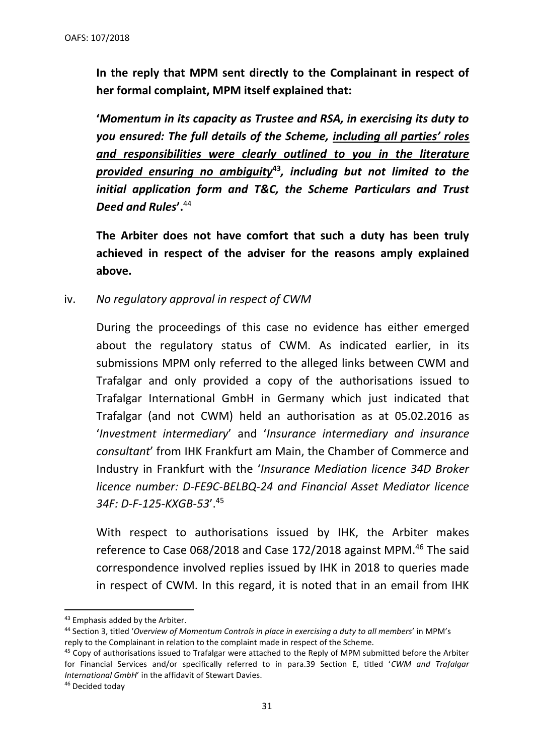**In the reply that MPM sent directly to the Complainant in respect of her formal complaint, MPM itself explained that:**

***'Momentum in its capacity as Trustee and RSA, in exercising its duty to you ensured: The full details of the Scheme, <u>including all parties' roles and responsibilities were clearly outlined to you in the literature provided ensuring no ambiguity</u>[43], including but not limited to the initial application form and T&C, the Scheme Particulars and Trust Deed and Rules'.***[44]

**The Arbiter does not have comfort that such a duty has been truly achieved in respect of the adviser for the reasons amply explained above.**

iv. *No regulatory approval in respect of CWM*

During the proceedings of this case no evidence has either emerged about the regulatory status of CWM. As indicated earlier, in its submissions MPM only referred to the alleged links between CWM and Trafalgar and only provided a copy of the authorisations issued to Trafalgar International GmbH in Germany which just indicated that Trafalgar (and not CWM) held an authorisation as at 05.02.2016 as '*Investment intermediary*' and '*Insurance intermediary and insurance consultant*' from IHK Frankfurt am Main, the Chamber of Commerce and Industry in Frankfurt with the '*Insurance Mediation licence 34D Broker licence number: D-FE9C-BELBQ-24 and Financial Asset Mediator licence 34F: D-F-125-KXGB-53*'.[45]

With respect to authorisations issued by IHK, the Arbiter makes reference to Case 068/2018 and Case 172/2018 against MPM.[46] The said correspondence involved replies issued by IHK in 2018 to queries made in respect of CWM. In this regard, it is noted that in an email from IHK

---

[43] Emphasis added by the Arbiter.

[44] Section 3, titled '*Overview of Momentum Controls in place in exercising a duty to all members*' in MPM's reply to the Complainant in relation to the complaint made in respect of the Scheme.

[45] Copy of authorisations issued to Trafalgar were attached to the Reply of MPM submitted before the Arbiter for Financial Services and/or specifically referred to in para.39 Section E, titled '*CWM and Trafalgar International GmbH*' in the affidavit of Stewart Davies.

[46] Decided today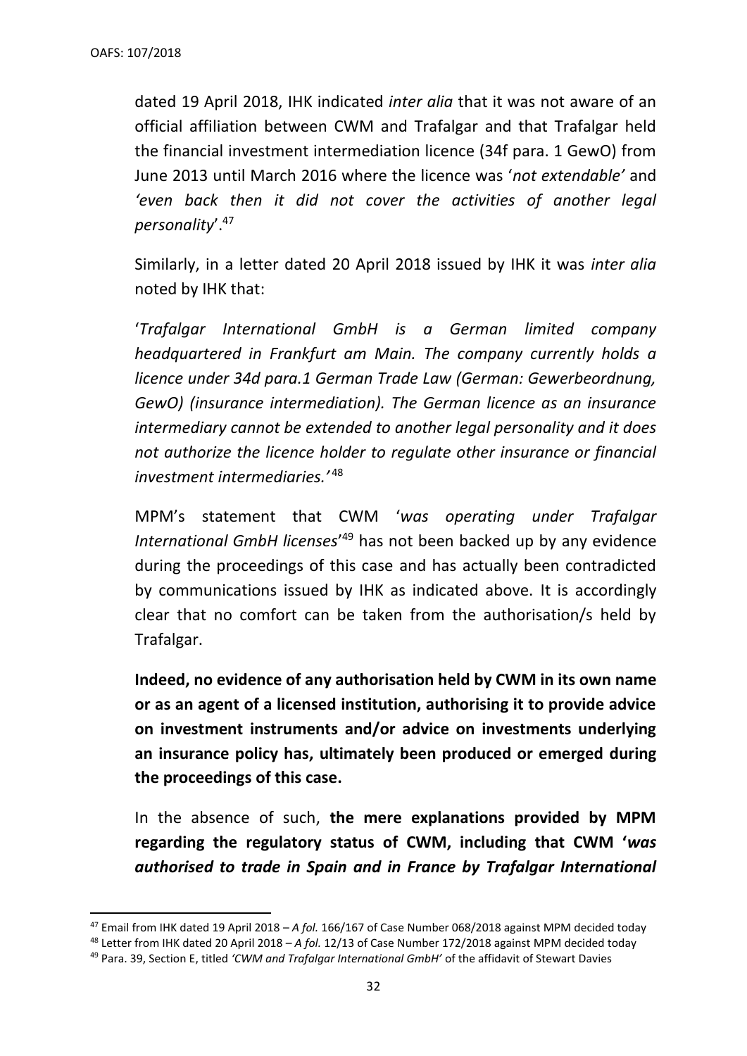dated 19 April 2018, IHK indicated *inter alia* that it was not aware of an official affiliation between CWM and Trafalgar and that Trafalgar held the financial investment intermediation licence (34f para. 1 GewO) from June 2013 until March 2016 where the licence was '*not extendable'* and *'even back then it did not cover the activities of another legal personality*'.[47]

Similarly, in a letter dated 20 April 2018 issued by IHK it was *inter alia* noted by IHK that:

'*Trafalgar International GmbH is a German limited company headquartered in Frankfurt am Main. The company currently holds a licence under 34d para.1 German Trade Law (German: Gewerbeordnung, GewO) (insurance intermediation). The German licence as an insurance intermediary cannot be extended to another legal personality and it does not authorize the licence holder to regulate other insurance or financial investment intermediaries.'*[48]

MPM's statement that CWM '*was operating under Trafalgar International GmbH licenses*'[49] has not been backed up by any evidence during the proceedings of this case and has actually been contradicted by communications issued by IHK as indicated above. It is accordingly clear that no comfort can be taken from the authorisation/s held by Trafalgar.

**Indeed, no evidence of any authorisation held by CWM in its own name or as an agent of a licensed institution, authorising it to provide advice on investment instruments and/or advice on investments underlying an insurance policy has, ultimately been produced or emerged during the proceedings of this case.**

In the absence of such, **the mere explanations provided by MPM regarding the regulatory status of CWM, including that CWM '*was authorised to trade in Spain and in France by Trafalgar International***

---

[47] Email from IHK dated 19 April 2018 – *A fol.* 166/167 of Case Number 068/2018 against MPM decided today

[48] Letter from IHK dated 20 April 2018 – *A fol.* 12/13 of Case Number 172/2018 against MPM decided today

[49] Para. 39, Section E, titled *'CWM and Trafalgar International GmbH'* of the affidavit of Stewart Davies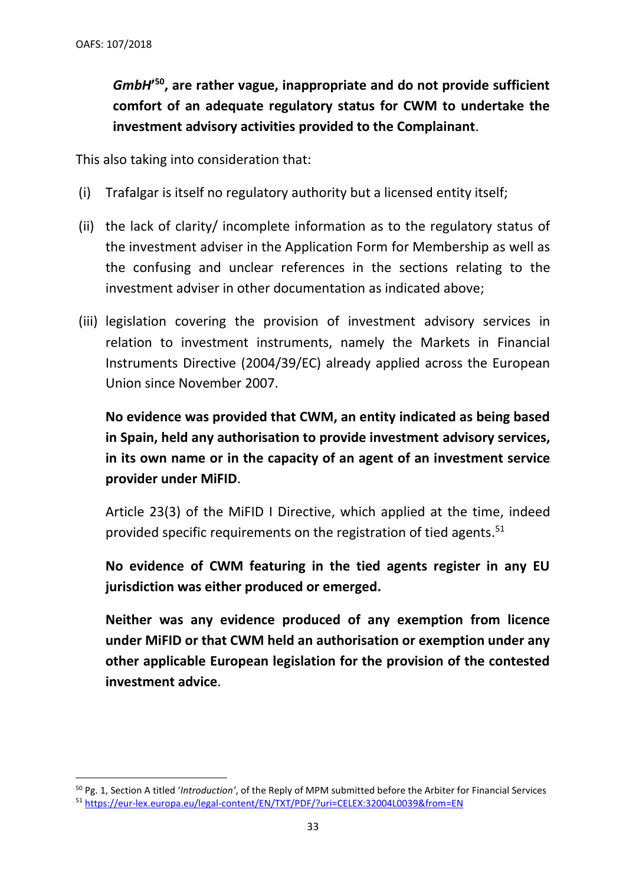***GmbH*'**[50]**, are rather vague, inappropriate and do not provide sufficient comfort of an adequate regulatory status for CWM to undertake the investment advisory activities provided to the Complainant**.

This also taking into consideration that:

(i) Trafalgar is itself no regulatory authority but a licensed entity itself;

(ii) the lack of clarity/ incomplete information as to the regulatory status of the investment adviser in the Application Form for Membership as well as the confusing and unclear references in the sections relating to the investment adviser in other documentation as indicated above;

(iii) legislation covering the provision of investment advisory services in relation to investment instruments, namely the Markets in Financial Instruments Directive (2004/39/EC) already applied across the European Union since November 2007.

**No evidence was provided that CWM, an entity indicated as being based in Spain, held any authorisation to provide investment advisory services, in its own name or in the capacity of an agent of an investment service provider under MiFID**.

Article 23(3) of the MiFID I Directive, which applied at the time, indeed provided specific requirements on the registration of tied agents.[51]

**No evidence of CWM featuring in the tied agents register in any EU jurisdiction was either produced or emerged.**

**Neither was any evidence produced of any exemption from licence under MiFID or that CWM held an authorisation or exemption under any other applicable European legislation for the provision of the contested investment advice**.

---

[50] Pg. 1, Section A titled '*Introduction*', of the Reply of MPM submitted before the Arbiter for Financial Services

[51] https://eur-lex.europa.eu/legal-content/EN/TXT/PDF/?uri=CELEX:32004L0039&from=EN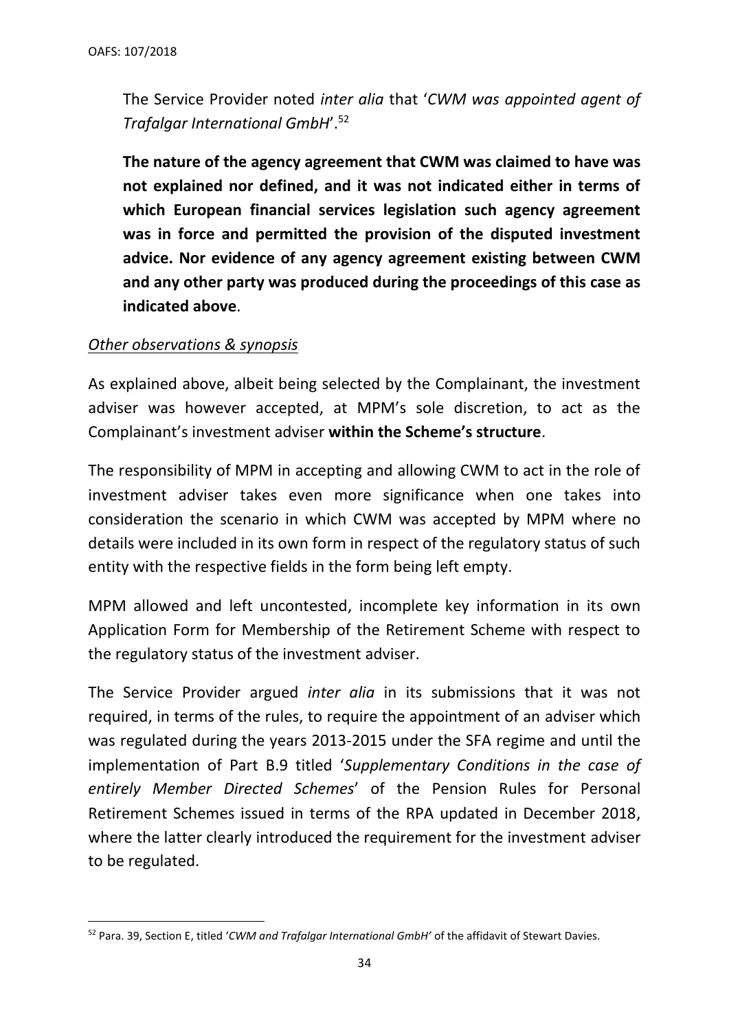The Service Provider noted *inter alia* that '*CWM was appointed agent of Trafalgar International GmbH*'.[52]

**The nature of the agency agreement that CWM was claimed to have was not explained nor defined, and it was not indicated either in terms of which European financial services legislation such agency agreement was in force and permitted the provision of the disputed investment advice. Nor evidence of any agency agreement existing between CWM and any other party was produced during the proceedings of this case as indicated above**.

*Other observations & synopsis*

As explained above, albeit being selected by the Complainant, the investment adviser was however accepted, at MPM's sole discretion, to act as the Complainant's investment adviser **within the Scheme's structure**.

The responsibility of MPM in accepting and allowing CWM to act in the role of investment adviser takes even more significance when one takes into consideration the scenario in which CWM was accepted by MPM where no details were included in its own form in respect of the regulatory status of such entity with the respective fields in the form being left empty.

MPM allowed and left uncontested, incomplete key information in its own Application Form for Membership of the Retirement Scheme with respect to the regulatory status of the investment adviser.

The Service Provider argued *inter alia* in its submissions that it was not required, in terms of the rules, to require the appointment of an adviser which was regulated during the years 2013-2015 under the SFA regime and until the implementation of Part B.9 titled '*Supplementary Conditions in the case of entirely Member Directed Schemes*' of the Pension Rules for Personal Retirement Schemes issued in terms of the RPA updated in December 2018, where the latter clearly introduced the requirement for the investment adviser to be regulated.

[52] Para. 39, Section E, titled '*CWM and Trafalgar International GmbH*' of the affidavit of Stewart Davies.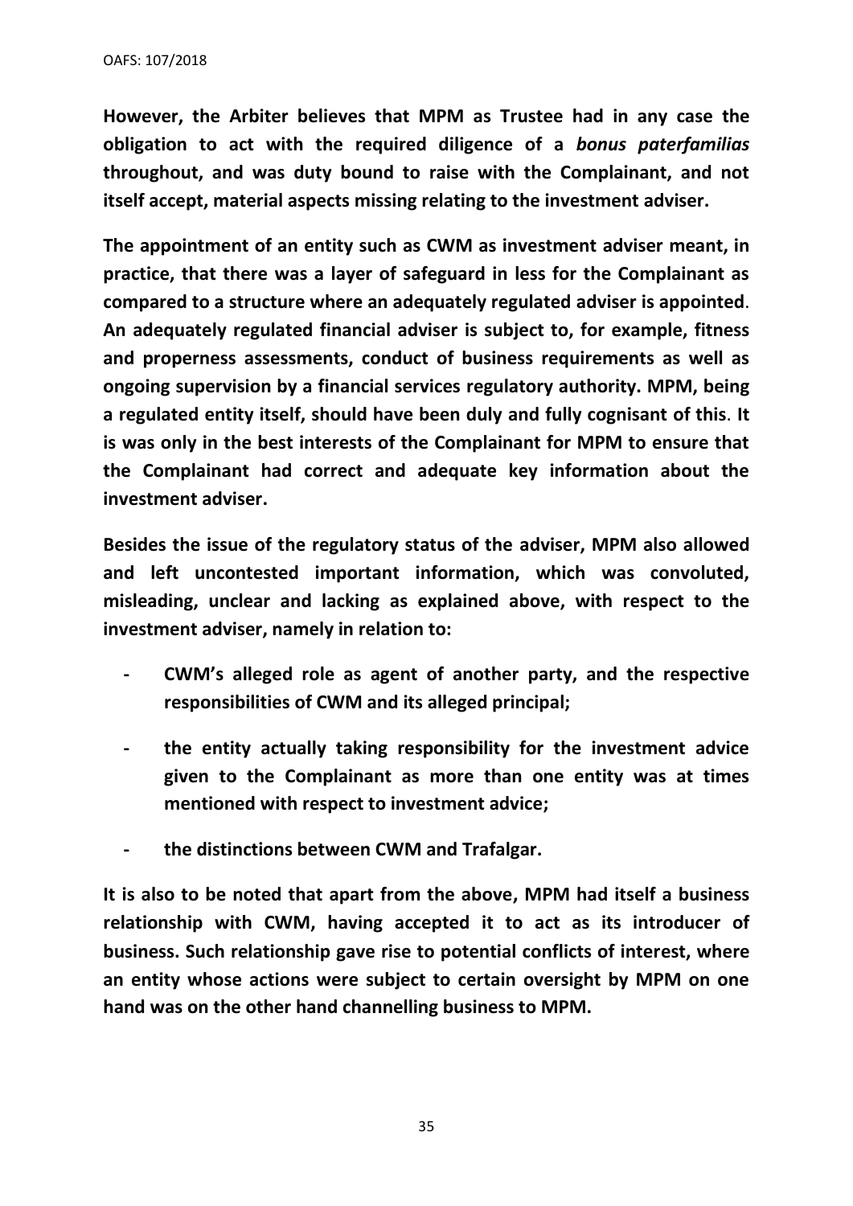**However, the Arbiter believes that MPM as Trustee had in any case the obligation to act with the required diligence of a *bonus paterfamilias* throughout, and was duty bound to raise with the Complainant, and not itself accept, material aspects missing relating to the investment adviser.**

**The appointment of an entity such as CWM as investment adviser meant, in practice, that there was a layer of safeguard in less for the Complainant as compared to a structure where an adequately regulated adviser is appointed. An adequately regulated financial adviser is subject to, for example, fitness and properness assessments, conduct of business requirements as well as ongoing supervision by a financial services regulatory authority. MPM, being a regulated entity itself, should have been duly and fully cognisant of this. It is was only in the best interests of the Complainant for MPM to ensure that the Complainant had correct and adequate key information about the investment adviser.**

**Besides the issue of the regulatory status of the adviser, MPM also allowed and left uncontested important information, which was convoluted, misleading, unclear and lacking as explained above, with respect to the investment adviser, namely in relation to:**

- **CWM's alleged role as agent of another party, and the respective responsibilities of CWM and its alleged principal;**
- **the entity actually taking responsibility for the investment advice given to the Complainant as more than one entity was at times mentioned with respect to investment advice;**
- **the distinctions between CWM and Trafalgar.**

**It is also to be noted that apart from the above, MPM had itself a business relationship with CWM, having accepted it to act as its introducer of business. Such relationship gave rise to potential conflicts of interest, where an entity whose actions were subject to certain oversight by MPM on one hand was on the other hand channelling business to MPM.**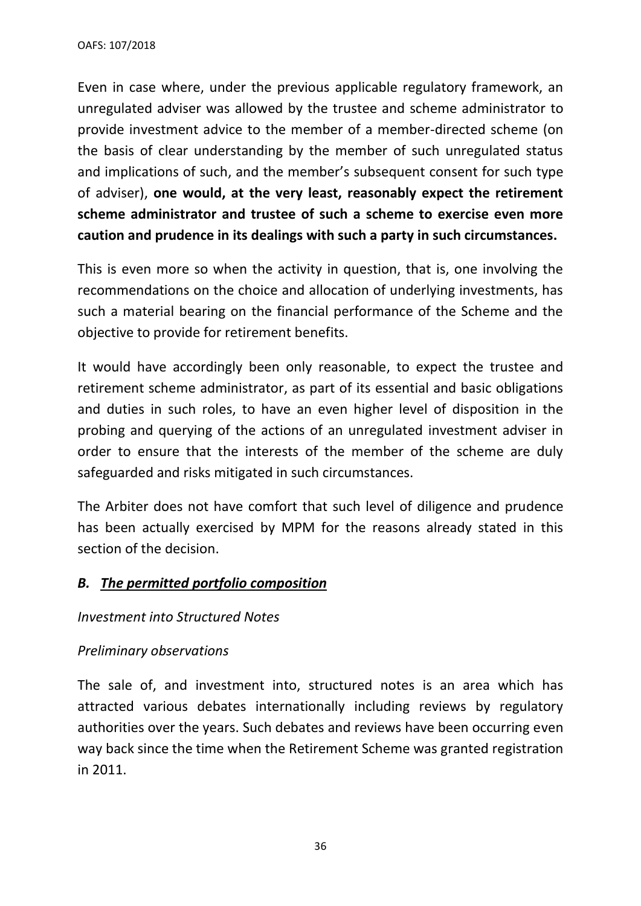Even in case where, under the previous applicable regulatory framework, an unregulated adviser was allowed by the trustee and scheme administrator to provide investment advice to the member of a member-directed scheme (on the basis of clear understanding by the member of such unregulated status and implications of such, and the member's subsequent consent for such type of adviser), **one would, at the very least, reasonably expect the retirement scheme administrator and trustee of such a scheme to exercise even more caution and prudence in its dealings with such a party in such circumstances.**

This is even more so when the activity in question, that is, one involving the recommendations on the choice and allocation of underlying investments, has such a material bearing on the financial performance of the Scheme and the objective to provide for retirement benefits.

It would have accordingly been only reasonable, to expect the trustee and retirement scheme administrator, as part of its essential and basic obligations and duties in such roles, to have an even higher level of disposition in the probing and querying of the actions of an unregulated investment adviser in order to ensure that the interests of the member of the scheme are duly safeguarded and risks mitigated in such circumstances.

The Arbiter does not have comfort that such level of diligence and prudence has been actually exercised by MPM for the reasons already stated in this section of the decision.

### ***B. <u>The permitted portfolio composition</u>***

*Investment into Structured Notes*

*Preliminary observations*

The sale of, and investment into, structured notes is an area which has attracted various debates internationally including reviews by regulatory authorities over the years. Such debates and reviews have been occurring even way back since the time when the Retirement Scheme was granted registration in 2011.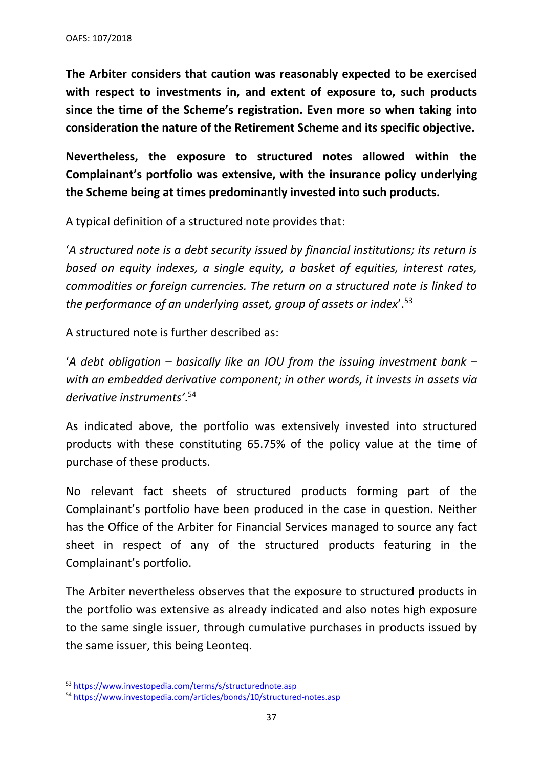**The Arbiter considers that caution was reasonably expected to be exercised with respect to investments in, and extent of exposure to, such products since the time of the Scheme's registration. Even more so when taking into consideration the nature of the Retirement Scheme and its specific objective.**

**Nevertheless, the exposure to structured notes allowed within the Complainant's portfolio was extensive, with the insurance policy underlying the Scheme being at times predominantly invested into such products.**

A typical definition of a structured note provides that:

'*A structured note is a debt security issued by financial institutions; its return is based on equity indexes, a single equity, a basket of equities, interest rates, commodities or foreign currencies. The return on a structured note is linked to the performance of an underlying asset, group of assets or index*'.[53]

A structured note is further described as:

'*A debt obligation – basically like an IOU from the issuing investment bank – with an embedded derivative component; in other words, it invests in assets via derivative instruments'*.[54]

As indicated above, the portfolio was extensively invested into structured products with these constituting 65.75% of the policy value at the time of purchase of these products.

No relevant fact sheets of structured products forming part of the Complainant's portfolio have been produced in the case in question. Neither has the Office of the Arbiter for Financial Services managed to source any fact sheet in respect of any of the structured products featuring in the Complainant's portfolio.

The Arbiter nevertheless observes that the exposure to structured products in the portfolio was extensive as already indicated and also notes high exposure to the same single issuer, through cumulative purchases in products issued by the same issuer, this being Leonteq.

---

[53] https://www.investopedia.com/terms/s/structurednote.asp

[54] https://www.investopedia.com/articles/bonds/10/structured-notes.asp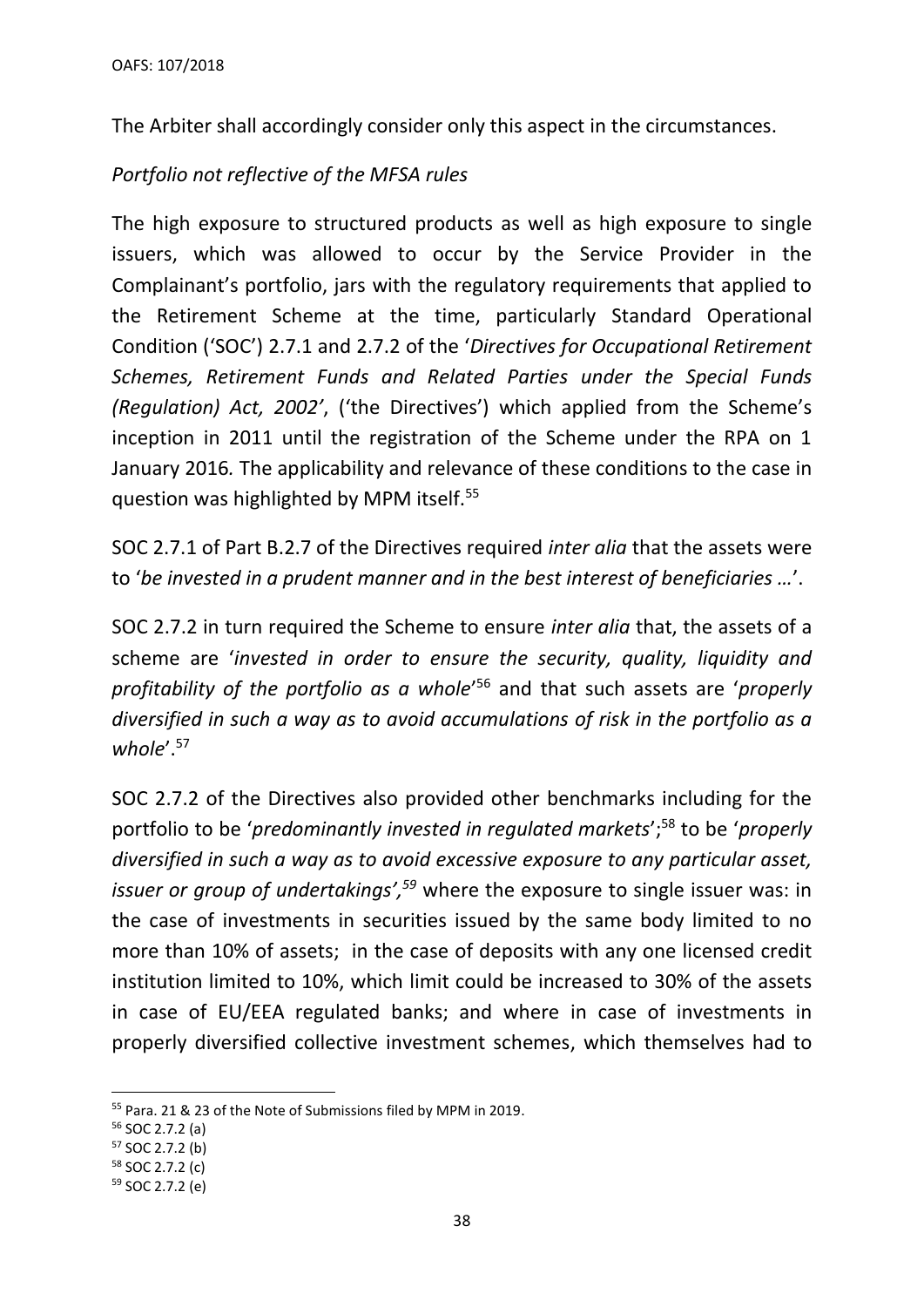The Arbiter shall accordingly consider only this aspect in the circumstances.

*Portfolio not reflective of the MFSA rules*

The high exposure to structured products as well as high exposure to single issuers, which was allowed to occur by the Service Provider in the Complainant's portfolio, jars with the regulatory requirements that applied to the Retirement Scheme at the time, particularly Standard Operational Condition ('SOC') 2.7.1 and 2.7.2 of the '*Directives for Occupational Retirement Schemes, Retirement Funds and Related Parties under the Special Funds (Regulation) Act, 2002'*, ('the Directives') which applied from the Scheme's inception in 2011 until the registration of the Scheme under the RPA on 1 January 2016*.* The applicability and relevance of these conditions to the case in question was highlighted by MPM itself.[55]

SOC 2.7.1 of Part B.2.7 of the Directives required *inter alia* that the assets were to '*be invested in a prudent manner and in the best interest of beneficiaries …*'.

SOC 2.7.2 in turn required the Scheme to ensure *inter alia* that, the assets of a scheme are '*invested in order to ensure the security, quality, liquidity and profitability of the portfolio as a whole*'[56] and that such assets are '*properly diversified in such a way as to avoid accumulations of risk in the portfolio as a whole*'.[57]

SOC 2.7.2 of the Directives also provided other benchmarks including for the portfolio to be '*predominantly invested in regulated markets*';[58] to be '*properly diversified in such a way as to avoid excessive exposure to any particular asset, issuer or group of undertakings',*[59] where the exposure to single issuer was: in the case of investments in securities issued by the same body limited to no more than 10% of assets; in the case of deposits with any one licensed credit institution limited to 10%, which limit could be increased to 30% of the assets in case of EU/EEA regulated banks; and where in case of investments in properly diversified collective investment schemes, which themselves had to

---

[55] Para. 21 & 23 of the Note of Submissions filed by MPM in 2019.

[56] SOC 2.7.2 (a)

[57] SOC 2.7.2 (b)

[58] SOC 2.7.2 (c)

[59] SOC 2.7.2 (e)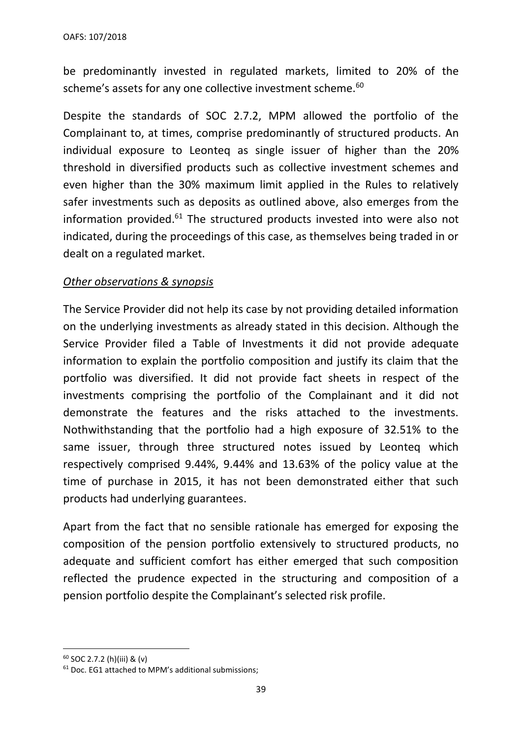be predominantly invested in regulated markets, limited to 20% of the scheme's assets for any one collective investment scheme.[60]

Despite the standards of SOC 2.7.2, MPM allowed the portfolio of the Complainant to, at times, comprise predominantly of structured products. An individual exposure to Leonteq as single issuer of higher than the 20% threshold in diversified products such as collective investment schemes and even higher than the 30% maximum limit applied in the Rules to relatively safer investments such as deposits as outlined above, also emerges from the information provided.[61] The structured products invested into were also not indicated, during the proceedings of this case, as themselves being traded in or dealt on a regulated market.

*Other observations & synopsis*

The Service Provider did not help its case by not providing detailed information on the underlying investments as already stated in this decision. Although the Service Provider filed a Table of Investments it did not provide adequate information to explain the portfolio composition and justify its claim that the portfolio was diversified. It did not provide fact sheets in respect of the investments comprising the portfolio of the Complainant and it did not demonstrate the features and the risks attached to the investments. Nothwithstanding that the portfolio had a high exposure of 32.51% to the same issuer, through three structured notes issued by Leonteq which respectively comprised 9.44%, 9.44% and 13.63% of the policy value at the time of purchase in 2015, it has not been demonstrated either that such products had underlying guarantees.

Apart from the fact that no sensible rationale has emerged for exposing the composition of the pension portfolio extensively to structured products, no adequate and sufficient comfort has either emerged that such composition reflected the prudence expected in the structuring and composition of a pension portfolio despite the Complainant's selected risk profile.

---

[60] SOC 2.7.2 (h)(iii) & (v)

[61] Doc. EG1 attached to MPM's additional submissions;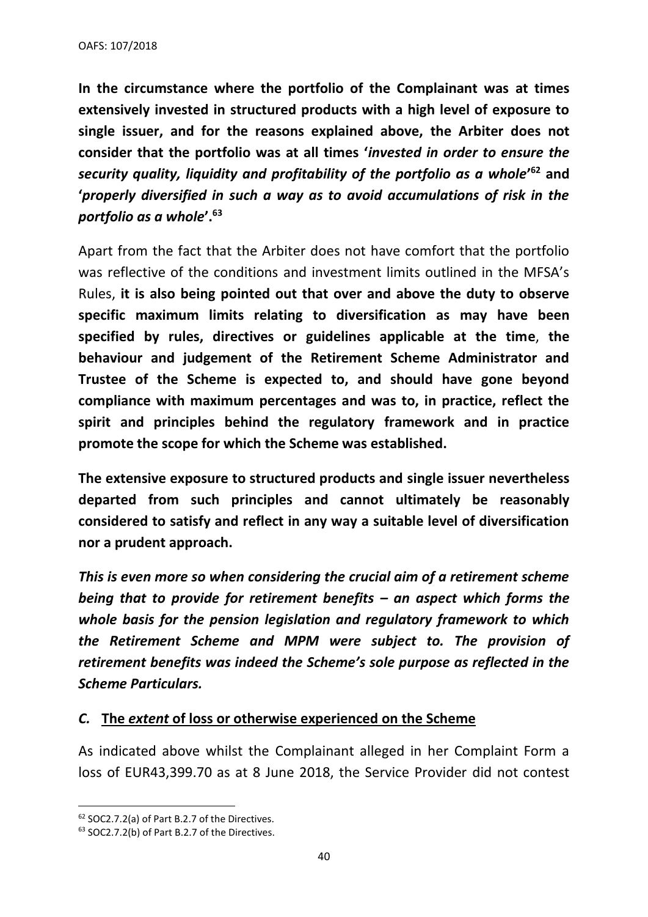**In the circumstance where the portfolio of the Complainant was at times extensively invested in structured products with a high level of exposure to single issuer, and for the reasons explained above, the Arbiter does not consider that the portfolio was at all times '*invested in order to ensure the security quality, liquidity and profitability of the portfolio as a whole*'[62] and '*properly diversified in such a way as to avoid accumulations of risk in the portfolio as a whole*'.[63]**

Apart from the fact that the Arbiter does not have comfort that the portfolio was reflective of the conditions and investment limits outlined in the MFSA's Rules, **it is also being pointed out that over and above the duty to observe specific maximum limits relating to diversification as may have been specified by rules, directives or guidelines applicable at the time**, **the behaviour and judgement of the Retirement Scheme Administrator and Trustee of the Scheme is expected to, and should have gone beyond compliance with maximum percentages and was to, in practice, reflect the spirit and principles behind the regulatory framework and in practice promote the scope for which the Scheme was established.**

**The extensive exposure to structured products and single issuer nevertheless departed from such principles and cannot ultimately be reasonably considered to satisfy and reflect in any way a suitable level of diversification nor a prudent approach.**

***This is even more so when considering the crucial aim of a retirement scheme being that to provide for retirement benefits – an aspect which forms the whole basis for the pension legislation and regulatory framework to which the Retirement Scheme and MPM were subject to. The provision of retirement benefits was indeed the Scheme's sole purpose as reflected in the Scheme Particulars.***

### *C.* **The *extent* of loss or otherwise experienced on the Scheme**

As indicated above whilst the Complainant alleged in her Complaint Form a loss of EUR43,399.70 as at 8 June 2018, the Service Provider did not contest

---

[62] SOC2.7.2(a) of Part B.2.7 of the Directives.

[63] SOC2.7.2(b) of Part B.2.7 of the Directives.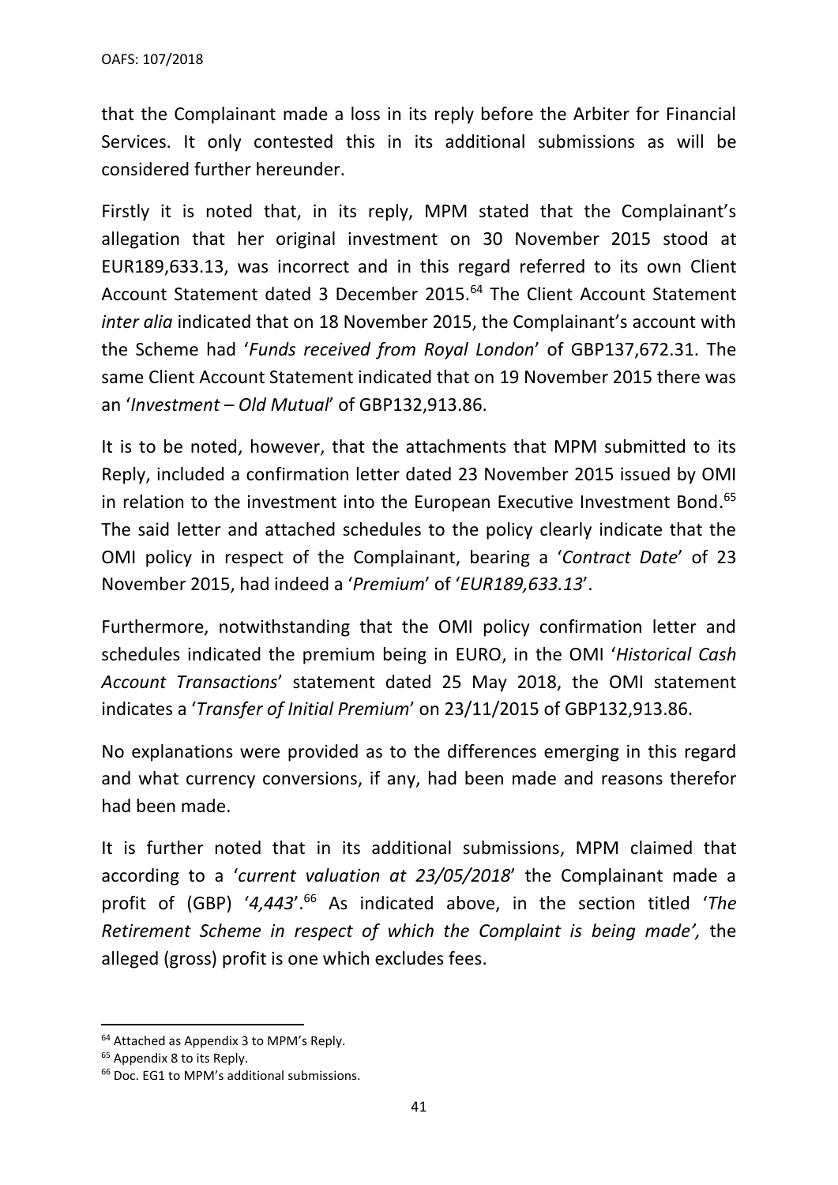that the Complainant made a loss in its reply before the Arbiter for Financial Services. It only contested this in its additional submissions as will be considered further hereunder.

Firstly it is noted that, in its reply, MPM stated that the Complainant's allegation that her original investment on 30 November 2015 stood at EUR189,633.13, was incorrect and in this regard referred to its own Client Account Statement dated 3 December 2015.[64] The Client Account Statement *inter alia* indicated that on 18 November 2015, the Complainant's account with the Scheme had '*Funds received from Royal London*' of GBP137,672.31. The same Client Account Statement indicated that on 19 November 2015 there was an '*Investment – Old Mutual*' of GBP132,913.86.

It is to be noted, however, that the attachments that MPM submitted to its Reply, included a confirmation letter dated 23 November 2015 issued by OMI in relation to the investment into the European Executive Investment Bond.[65] The said letter and attached schedules to the policy clearly indicate that the OMI policy in respect of the Complainant, bearing a '*Contract Date*' of 23 November 2015, had indeed a '*Premium*' of '*EUR189,633.13*'.

Furthermore, notwithstanding that the OMI policy confirmation letter and schedules indicated the premium being in EURO, in the OMI '*Historical Cash Account Transactions*' statement dated 25 May 2018, the OMI statement indicates a '*Transfer of Initial Premium*' on 23/11/2015 of GBP132,913.86.

No explanations were provided as to the differences emerging in this regard and what currency conversions, if any, had been made and reasons therefor had been made.

It is further noted that in its additional submissions, MPM claimed that according to a '*current valuation at 23/05/2018*' the Complainant made a profit of (GBP) '*4,443*'.[66] As indicated above, in the section titled '*The Retirement Scheme in respect of which the Complaint is being made',* the alleged (gross) profit is one which excludes fees.

---

[64] Attached as Appendix 3 to MPM's Reply.

[65] Appendix 8 to its Reply.

[66] Doc. EG1 to MPM's additional submissions.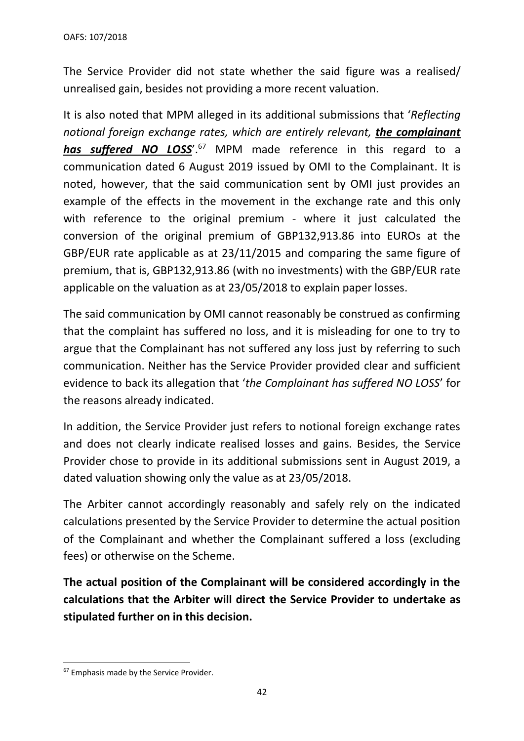The Service Provider did not state whether the said figure was a realised/ unrealised gain, besides not providing a more recent valuation.

It is also noted that MPM alleged in its additional submissions that '*Reflecting notional foreign exchange rates, which are entirely relevant, **the complainant has suffered NO LOSS***'.[67] MPM made reference in this regard to a communication dated 6 August 2019 issued by OMI to the Complainant. It is noted, however, that the said communication sent by OMI just provides an example of the effects in the movement in the exchange rate and this only with reference to the original premium - where it just calculated the conversion of the original premium of GBP132,913.86 into EUROs at the GBP/EUR rate applicable as at 23/11/2015 and comparing the same figure of premium, that is, GBP132,913.86 (with no investments) with the GBP/EUR rate applicable on the valuation as at 23/05/2018 to explain paper losses.

The said communication by OMI cannot reasonably be construed as confirming that the complaint has suffered no loss, and it is misleading for one to try to argue that the Complainant has not suffered any loss just by referring to such communication. Neither has the Service Provider provided clear and sufficient evidence to back its allegation that '*the Complainant has suffered NO LOSS*' for the reasons already indicated.

In addition, the Service Provider just refers to notional foreign exchange rates and does not clearly indicate realised losses and gains. Besides, the Service Provider chose to provide in its additional submissions sent in August 2019, a dated valuation showing only the value as at 23/05/2018.

The Arbiter cannot accordingly reasonably and safely rely on the indicated calculations presented by the Service Provider to determine the actual position of the Complainant and whether the Complainant suffered a loss (excluding fees) or otherwise on the Scheme.

**The actual position of the Complainant will be considered accordingly in the calculations that the Arbiter will direct the Service Provider to undertake as stipulated further on in this decision.**

[67] Emphasis made by the Service Provider.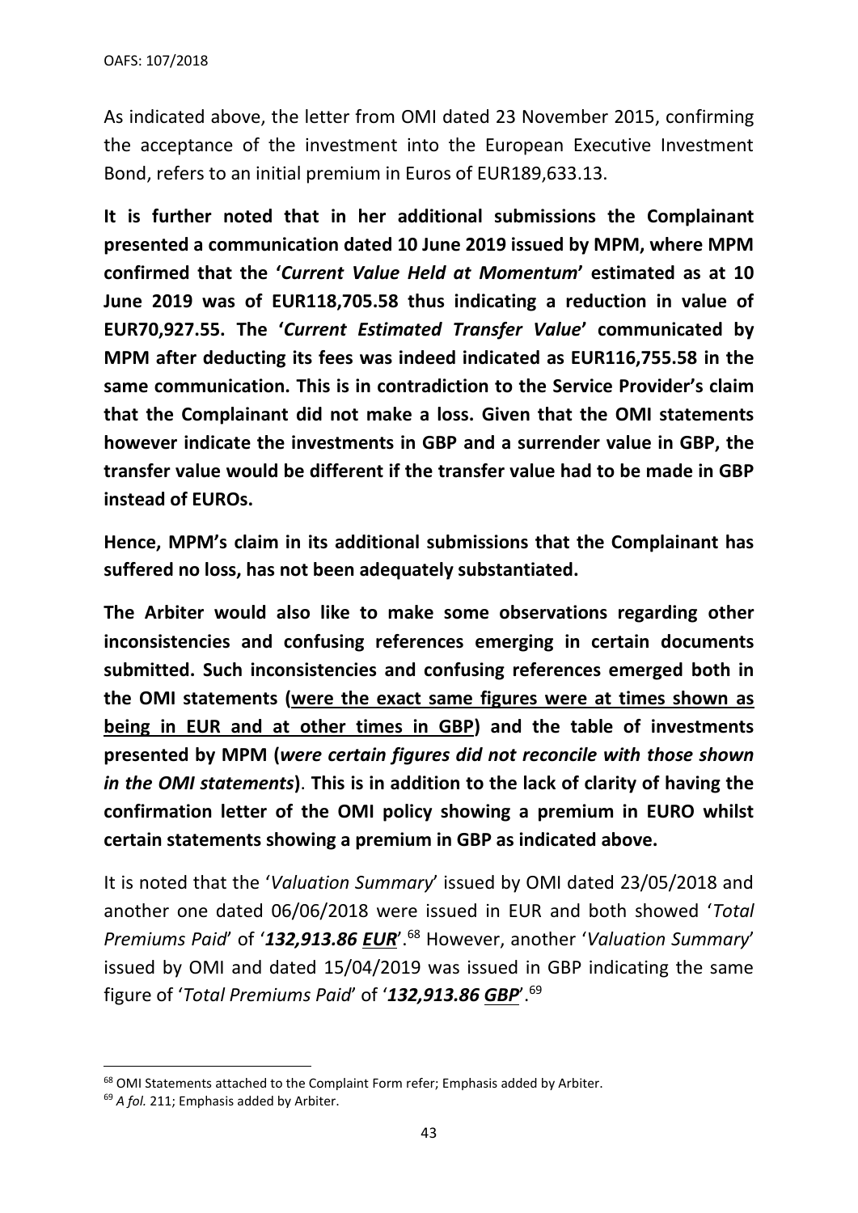As indicated above, the letter from OMI dated 23 November 2015, confirming the acceptance of the investment into the European Executive Investment Bond, refers to an initial premium in Euros of EUR189,633.13.

**It is further noted that in her additional submissions the Complainant presented a communication dated 10 June 2019 issued by MPM, where MPM confirmed that the '*Current Value Held at Momentum*' estimated as at 10 June 2019 was of EUR118,705.58 thus indicating a reduction in value of EUR70,927.55. The '*Current Estimated Transfer Value*' communicated by MPM after deducting its fees was indeed indicated as EUR116,755.58 in the same communication. This is in contradiction to the Service Provider's claim that the Complainant did not make a loss. Given that the OMI statements however indicate the investments in GBP and a surrender value in GBP, the transfer value would be different if the transfer value had to be made in GBP instead of EUROs.**

**Hence, MPM's claim in its additional submissions that the Complainant has suffered no loss, has not been adequately substantiated.**

**The Arbiter would also like to make some observations regarding other inconsistencies and confusing references emerging in certain documents submitted. Such inconsistencies and confusing references emerged both in the OMI statements (<u>were the exact same figures were at times shown as being in EUR and at other times in GBP</u>) and the table of investments presented by MPM (*were certain figures did not reconcile with those shown in the OMI statements*). This is in addition to the lack of clarity of having the confirmation letter of the OMI policy showing a premium in EURO whilst certain statements showing a premium in GBP as indicated above.**

It is noted that the '*Valuation Summary*' issued by OMI dated 23/05/2018 and another one dated 06/06/2018 were issued in EUR and both showed '*Total Premiums Paid*' of '***132,913.86 <u>EUR</u>***'.[68] However, another '*Valuation Summary*' issued by OMI and dated 15/04/2019 was issued in GBP indicating the same figure of '*Total Premiums Paid*' of '***132,913.86 <u>GBP</u>***'.[69]

---

[68] OMI Statements attached to the Complaint Form refer; Emphasis added by Arbiter.

[69] *A fol.* 211; Emphasis added by Arbiter.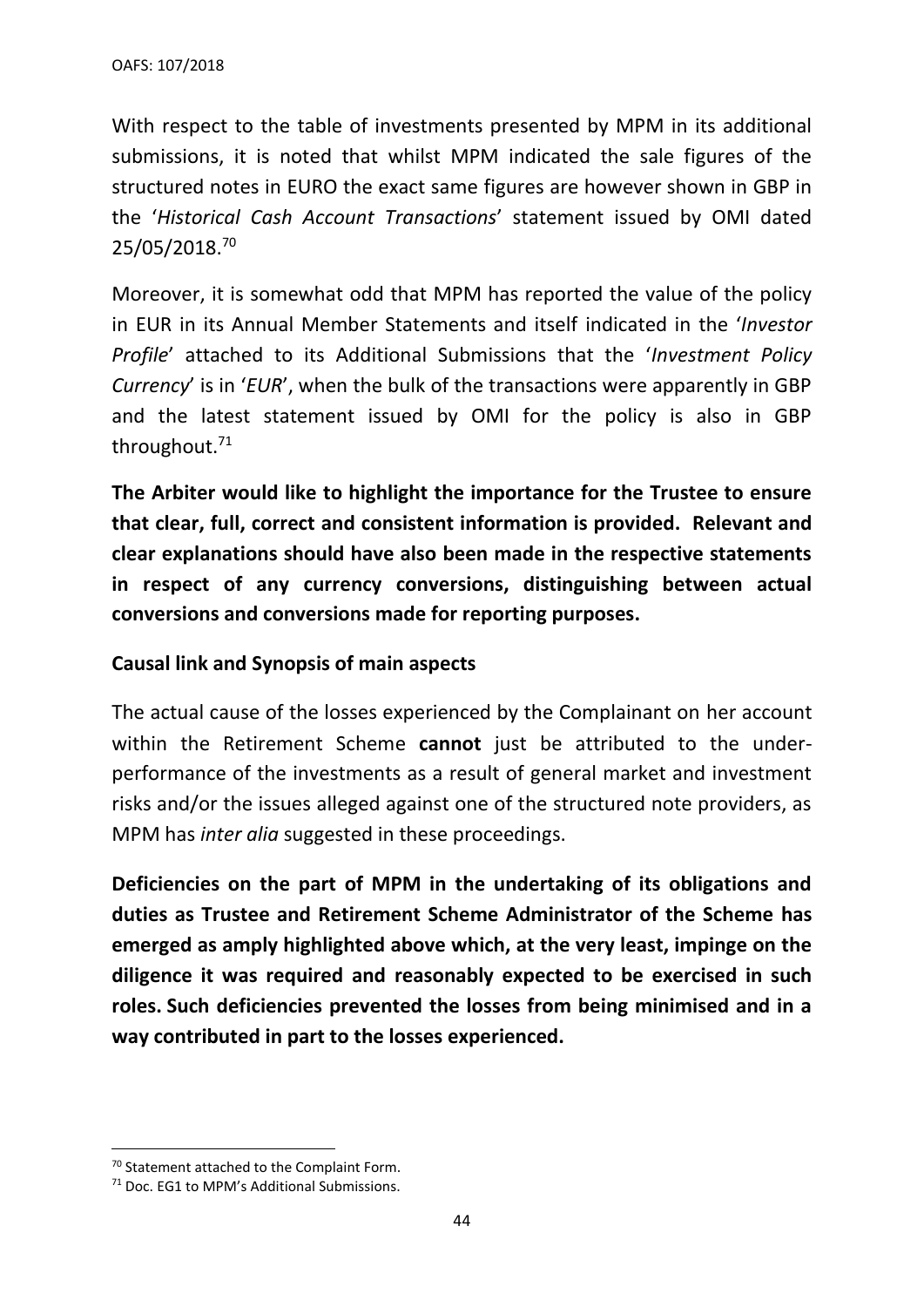With respect to the table of investments presented by MPM in its additional submissions, it is noted that whilst MPM indicated the sale figures of the structured notes in EURO the exact same figures are however shown in GBP in the '*Historical Cash Account Transactions*' statement issued by OMI dated 25/05/2018.[70]

Moreover, it is somewhat odd that MPM has reported the value of the policy in EUR in its Annual Member Statements and itself indicated in the '*Investor Profile*' attached to its Additional Submissions that the '*Investment Policy Currency*' is in '*EUR*', when the bulk of the transactions were apparently in GBP and the latest statement issued by OMI for the policy is also in GBP throughout.[71]

**The Arbiter would like to highlight the importance for the Trustee to ensure that clear, full, correct and consistent information is provided. Relevant and clear explanations should have also been made in the respective statements in respect of any currency conversions, distinguishing between actual conversions and conversions made for reporting purposes.**

**Causal link and Synopsis of main aspects**

The actual cause of the losses experienced by the Complainant on her account within the Retirement Scheme **cannot** just be attributed to the under-performance of the investments as a result of general market and investment risks and/or the issues alleged against one of the structured note providers, as MPM has *inter alia* suggested in these proceedings.

**Deficiencies on the part of MPM in the undertaking of its obligations and duties as Trustee and Retirement Scheme Administrator of the Scheme has emerged as amply highlighted above which, at the very least, impinge on the diligence it was required and reasonably expected to be exercised in such roles. Such deficiencies prevented the losses from being minimised and in a way contributed in part to the losses experienced.**

[70] Statement attached to the Complaint Form.

[71] Doc. EG1 to MPM's Additional Submissions.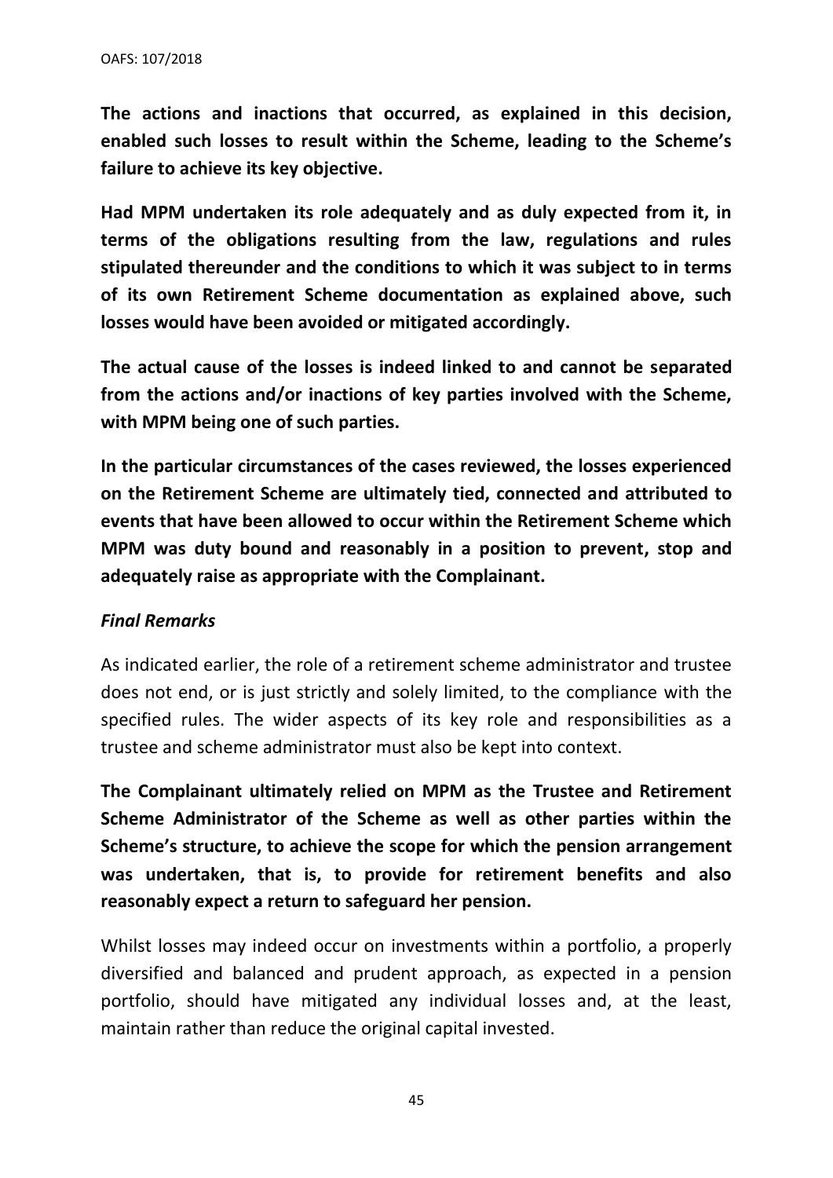**The actions and inactions that occurred, as explained in this decision, enabled such losses to result within the Scheme, leading to the Scheme's failure to achieve its key objective.**

**Had MPM undertaken its role adequately and as duly expected from it, in terms of the obligations resulting from the law, regulations and rules stipulated thereunder and the conditions to which it was subject to in terms of its own Retirement Scheme documentation as explained above, such losses would have been avoided or mitigated accordingly.**

**The actual cause of the losses is indeed linked to and cannot be separated from the actions and/or inactions of key parties involved with the Scheme, with MPM being one of such parties.**

**In the particular circumstances of the cases reviewed, the losses experienced on the Retirement Scheme are ultimately tied, connected and attributed to events that have been allowed to occur within the Retirement Scheme which MPM was duty bound and reasonably in a position to prevent, stop and adequately raise as appropriate with the Complainant.**

***Final Remarks***

As indicated earlier, the role of a retirement scheme administrator and trustee does not end, or is just strictly and solely limited, to the compliance with the specified rules. The wider aspects of its key role and responsibilities as a trustee and scheme administrator must also be kept into context.

**The Complainant ultimately relied on MPM as the Trustee and Retirement Scheme Administrator of the Scheme as well as other parties within the Scheme's structure, to achieve the scope for which the pension arrangement was undertaken, that is, to provide for retirement benefits and also reasonably expect a return to safeguard her pension.**

Whilst losses may indeed occur on investments within a portfolio, a properly diversified and balanced and prudent approach, as expected in a pension portfolio, should have mitigated any individual losses and, at the least, maintain rather than reduce the original capital invested.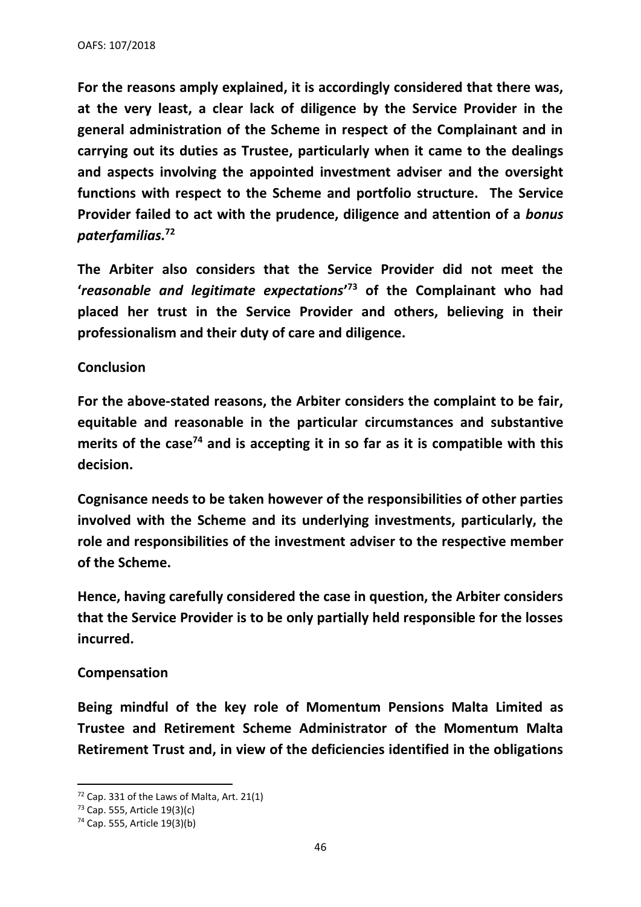**For the reasons amply explained, it is accordingly considered that there was, at the very least, a clear lack of diligence by the Service Provider in the general administration of the Scheme in respect of the Complainant and in carrying out its duties as Trustee, particularly when it came to the dealings and aspects involving the appointed investment adviser and the oversight functions with respect to the Scheme and portfolio structure. The Service Provider failed to act with the prudence, diligence and attention of a *bonus paterfamilias.*[72]**

**The Arbiter also considers that the Service Provider did not meet the '*reasonable and legitimate expectations*'[73] of the Complainant who had placed her trust in the Service Provider and others, believing in their professionalism and their duty of care and diligence.**

**Conclusion**

**For the above-stated reasons, the Arbiter considers the complaint to be fair, equitable and reasonable in the particular circumstances and substantive merits of the case[74] and is accepting it in so far as it is compatible with this decision.**

**Cognisance needs to be taken however of the responsibilities of other parties involved with the Scheme and its underlying investments, particularly, the role and responsibilities of the investment adviser to the respective member of the Scheme.**

**Hence, having carefully considered the case in question, the Arbiter considers that the Service Provider is to be only partially held responsible for the losses incurred.**

**Compensation**

**Being mindful of the key role of Momentum Pensions Malta Limited as Trustee and Retirement Scheme Administrator of the Momentum Malta Retirement Trust and, in view of the deficiencies identified in the obligations**

---

[72] Cap. 331 of the Laws of Malta, Art. 21(1)

[73] Cap. 555, Article 19(3)(c)

[74] Cap. 555, Article 19(3)(b)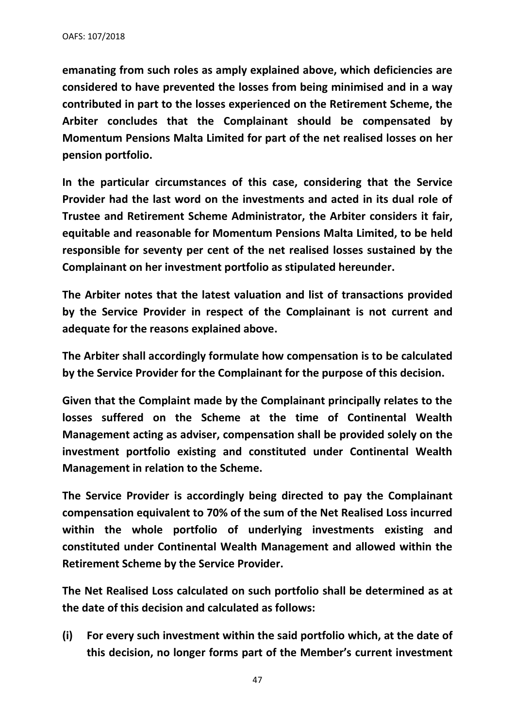**emanating from such roles as amply explained above, which deficiencies are considered to have prevented the losses from being minimised and in a way contributed in part to the losses experienced on the Retirement Scheme, the Arbiter concludes that the Complainant should be compensated by Momentum Pensions Malta Limited for part of the net realised losses on her pension portfolio.**

**In the particular circumstances of this case, considering that the Service Provider had the last word on the investments and acted in its dual role of Trustee and Retirement Scheme Administrator, the Arbiter considers it fair, equitable and reasonable for Momentum Pensions Malta Limited, to be held responsible for seventy per cent of the net realised losses sustained by the Complainant on her investment portfolio as stipulated hereunder.**

**The Arbiter notes that the latest valuation and list of transactions provided by the Service Provider in respect of the Complainant is not current and adequate for the reasons explained above.**

**The Arbiter shall accordingly formulate how compensation is to be calculated by the Service Provider for the Complainant for the purpose of this decision.**

**Given that the Complaint made by the Complainant principally relates to the losses suffered on the Scheme at the time of Continental Wealth Management acting as adviser, compensation shall be provided solely on the investment portfolio existing and constituted under Continental Wealth Management in relation to the Scheme.**

**The Service Provider is accordingly being directed to pay the Complainant compensation equivalent to 70% of the sum of the Net Realised Loss incurred within the whole portfolio of underlying investments existing and constituted under Continental Wealth Management and allowed within the Retirement Scheme by the Service Provider.**

**The Net Realised Loss calculated on such portfolio shall be determined as at the date of this decision and calculated as follows:**

**(i) For every such investment within the said portfolio which, at the date of this decision, no longer forms part of the Member's current investment**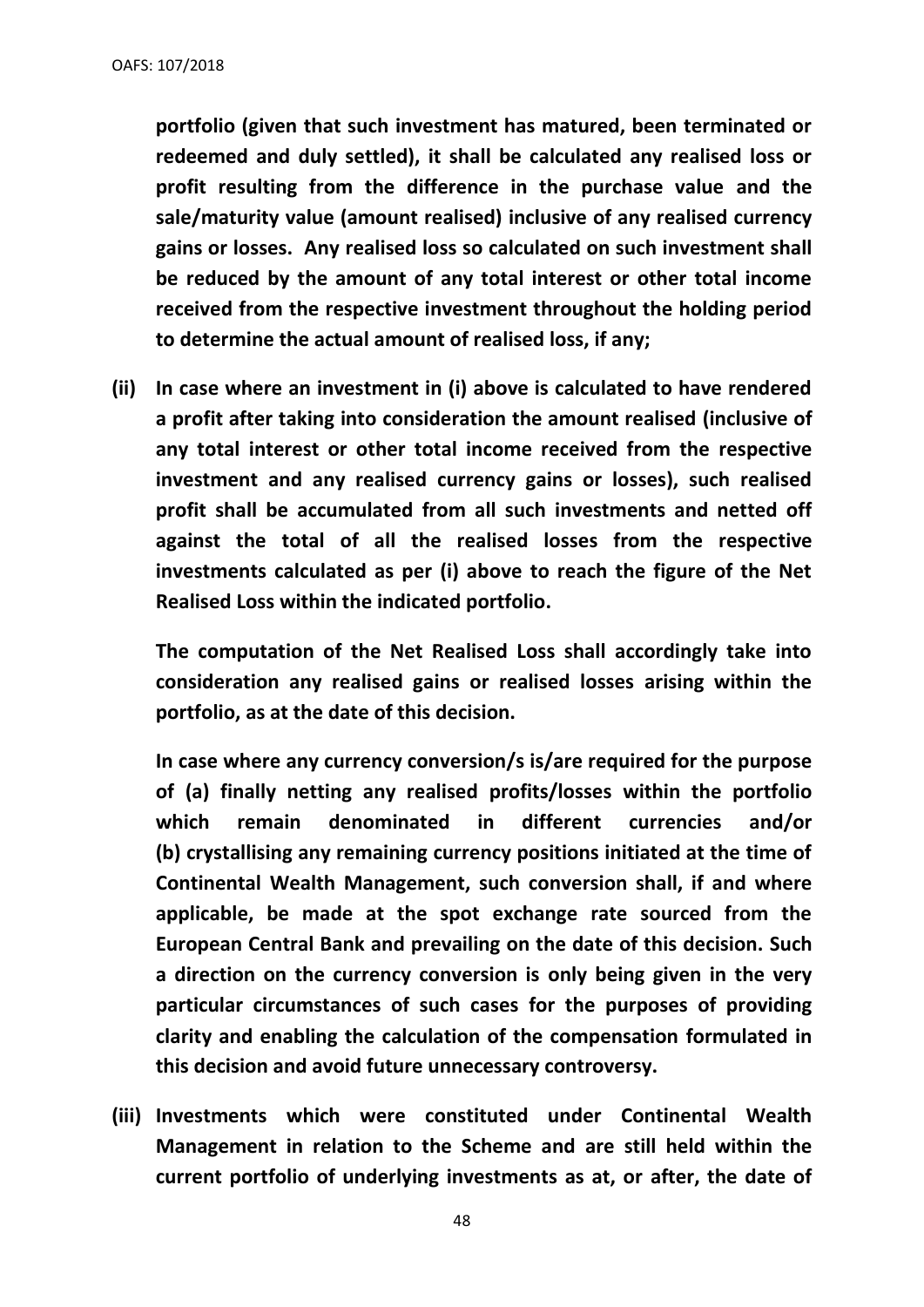**portfolio (given that such investment has matured, been terminated or redeemed and duly settled), it shall be calculated any realised loss or profit resulting from the difference in the purchase value and the sale/maturity value (amount realised) inclusive of any realised currency gains or losses. Any realised loss so calculated on such investment shall be reduced by the amount of any total interest or other total income received from the respective investment throughout the holding period to determine the actual amount of realised loss, if any;**

**(ii) In case where an investment in (i) above is calculated to have rendered a profit after taking into consideration the amount realised (inclusive of any total interest or other total income received from the respective investment and any realised currency gains or losses), such realised profit shall be accumulated from all such investments and netted off against the total of all the realised losses from the respective investments calculated as per (i) above to reach the figure of the Net Realised Loss within the indicated portfolio.**

**The computation of the Net Realised Loss shall accordingly take into consideration any realised gains or realised losses arising within the portfolio, as at the date of this decision.**

**In case where any currency conversion/s is/are required for the purpose of (a) finally netting any realised profits/losses within the portfolio which remain denominated in different currencies and/or (b) crystallising any remaining currency positions initiated at the time of Continental Wealth Management, such conversion shall, if and where applicable, be made at the spot exchange rate sourced from the European Central Bank and prevailing on the date of this decision. Such a direction on the currency conversion is only being given in the very particular circumstances of such cases for the purposes of providing clarity and enabling the calculation of the compensation formulated in this decision and avoid future unnecessary controversy.**

**(iii) Investments which were constituted under Continental Wealth Management in relation to the Scheme and are still held within the current portfolio of underlying investments as at, or after, the date of**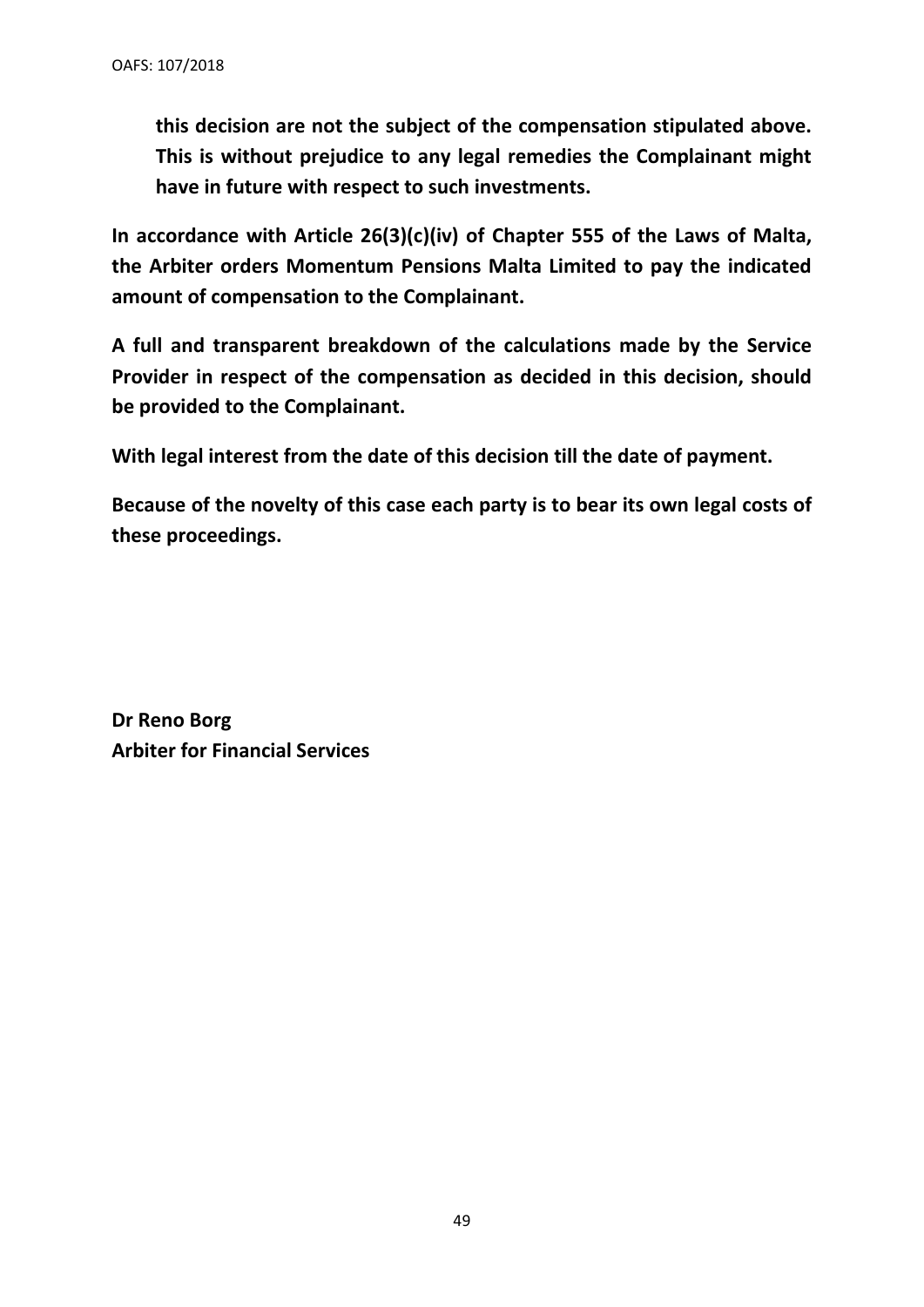**this decision are not the subject of the compensation stipulated above. This is without prejudice to any legal remedies the Complainant might have in future with respect to such investments.**

**In accordance with Article 26(3)(c)(iv) of Chapter 555 of the Laws of Malta, the Arbiter orders Momentum Pensions Malta Limited to pay the indicated amount of compensation to the Complainant.**

**A full and transparent breakdown of the calculations made by the Service Provider in respect of the compensation as decided in this decision, should be provided to the Complainant.**

**With legal interest from the date of this decision till the date of payment.**

**Because of the novelty of this case each party is to bear its own legal costs of these proceedings.**

**Dr Reno Borg**
**Arbiter for Financial Services**